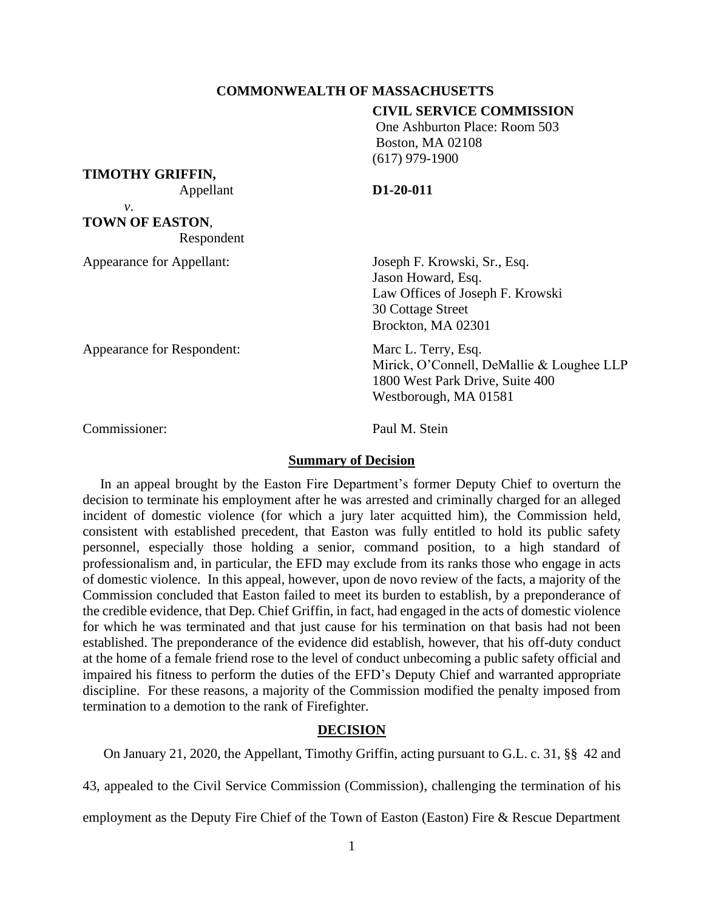**COMMONWEALTH OF MASSACHUSETTS**

**CIVIL SERVICE COMMISSION**
One Ashburton Place: Room 503
Boston, MA 02108
(617) 979-1900

**TIMOTHY GRIFFIN,**
Appellant

*v.*

**TOWN OF EASTON**,
Respondent

**D1-20-011**

Appearance for Appellant: Joseph F. Krowski, Sr., Esq.
Jason Howard, Esq.
Law Offices of Joseph F. Krowski
30 Cottage Street
Brockton, MA 02301

Appearance for Respondent: Marc L. Terry, Esq.
Mirick, O'Connell, DeMallie & Loughee LLP
1800 West Park Drive, Suite 400
Westborough, MA 01581

Commissioner: Paul M. Stein

## Summary of Decision

In an appeal brought by the Easton Fire Department's former Deputy Chief to overturn the decision to terminate his employment after he was arrested and criminally charged for an alleged incident of domestic violence (for which a jury later acquitted him), the Commission held, consistent with established precedent, that Easton was fully entitled to hold its public safety personnel, especially those holding a senior, command position, to a high standard of professionalism and, in particular, the EFD may exclude from its ranks those who engage in acts of domestic violence. In this appeal, however, upon de novo review of the facts, a majority of the Commission concluded that Easton failed to meet its burden to establish, by a preponderance of the credible evidence, that Dep. Chief Griffin, in fact, had engaged in the acts of domestic violence for which he was terminated and that just cause for his termination on that basis had not been established. The preponderance of the evidence did establish, however, that his off-duty conduct at the home of a female friend rose to the level of conduct unbecoming a public safety official and impaired his fitness to perform the duties of the EFD's Deputy Chief and warranted appropriate discipline. For these reasons, a majority of the Commission modified the penalty imposed from termination to a demotion to the rank of Firefighter.

## DECISION

On January 21, 2020, the Appellant, Timothy Griffin, acting pursuant to G.L. c. 31, §§ 42 and 43, appealed to the Civil Service Commission (Commission), challenging the termination of his employment as the Deputy Fire Chief of the Town of Easton (Easton) Fire & Rescue Department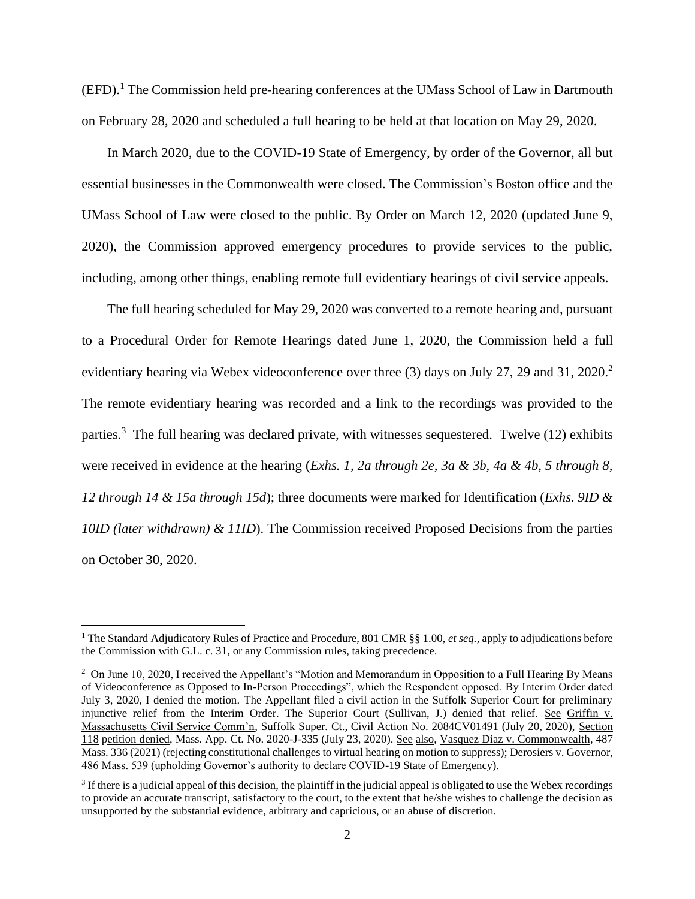(EFD).[1] The Commission held pre-hearing conferences at the UMass School of Law in Dartmouth on February 28, 2020 and scheduled a full hearing to be held at that location on May 29, 2020.

In March 2020, due to the COVID-19 State of Emergency, by order of the Governor, all but essential businesses in the Commonwealth were closed. The Commission's Boston office and the UMass School of Law were closed to the public. By Order on March 12, 2020 (updated June 9, 2020), the Commission approved emergency procedures to provide services to the public, including, among other things, enabling remote full evidentiary hearings of civil service appeals.

The full hearing scheduled for May 29, 2020 was converted to a remote hearing and, pursuant to a Procedural Order for Remote Hearings dated June 1, 2020, the Commission held a full evidentiary hearing via Webex videoconference over three (3) days on July 27, 29 and 31, 2020.[2] The remote evidentiary hearing was recorded and a link to the recordings was provided to the parties.[3] The full hearing was declared private, with witnesses sequestered. Twelve (12) exhibits were received in evidence at the hearing (*Exhs. 1, 2a through 2e, 3a & 3b, 4a & 4b, 5 through 8, 12 through 14 & 15a through 15d*); three documents were marked for Identification (*Exhs. 9ID & 10ID (later withdrawn) & 11ID*). The Commission received Proposed Decisions from the parties on October 30, 2020.

---

[1] The Standard Adjudicatory Rules of Practice and Procedure, 801 CMR §§ 1.00, *et seq.*, apply to adjudications before the Commission with G.L. c. 31, or any Commission rules, taking precedence.

[2] On June 10, 2020, I received the Appellant's "Motion and Memorandum in Opposition to a Full Hearing By Means of Videoconference as Opposed to In-Person Proceedings", which the Respondent opposed. By Interim Order dated July 3, 2020, I denied the motion. The Appellant filed a civil action in the Suffolk Superior Court for preliminary injunctive relief from the Interim Order. The Superior Court (Sullivan, J.) denied that relief. See Griffin v. Massachusetts Civil Service Comm'n, Suffolk Super. Ct., Civil Action No. 2084CV01491 (July 20, 2020), Section 118 petition denied, Mass. App. Ct. No. 2020-J-335 (July 23, 2020). See also, Vasquez Diaz v. Commonwealth, 487 Mass. 336 (2021) (rejecting constitutional challenges to virtual hearing on motion to suppress); Derosiers v. Governor, 486 Mass. 539 (upholding Governor's authority to declare COVID-19 State of Emergency).

[3] If there is a judicial appeal of this decision, the plaintiff in the judicial appeal is obligated to use the Webex recordings to provide an accurate transcript, satisfactory to the court, to the extent that he/she wishes to challenge the decision as unsupported by the substantial evidence, arbitrary and capricious, or an abuse of discretion.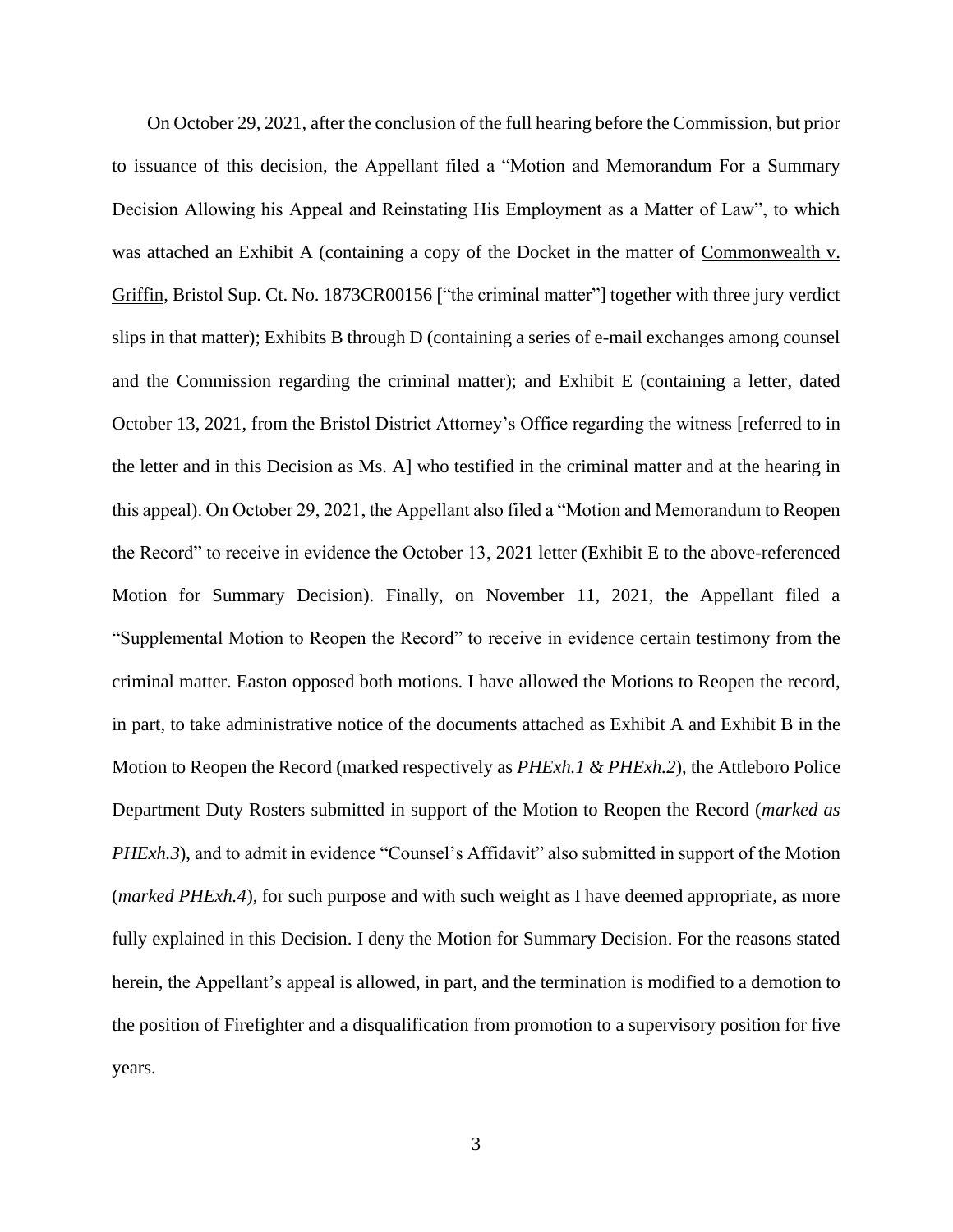On October 29, 2021, after the conclusion of the full hearing before the Commission, but prior to issuance of this decision, the Appellant filed a "Motion and Memorandum For a Summary Decision Allowing his Appeal and Reinstating His Employment as a Matter of Law", to which was attached an Exhibit A (containing a copy of the Docket in the matter of Commonwealth v. Griffin, Bristol Sup. Ct. No. 1873CR00156 ["the criminal matter"] together with three jury verdict slips in that matter); Exhibits B through D (containing a series of e-mail exchanges among counsel and the Commission regarding the criminal matter); and Exhibit E (containing a letter, dated October 13, 2021, from the Bristol District Attorney's Office regarding the witness [referred to in the letter and in this Decision as Ms. A] who testified in the criminal matter and at the hearing in this appeal). On October 29, 2021, the Appellant also filed a "Motion and Memorandum to Reopen the Record" to receive in evidence the October 13, 2021 letter (Exhibit E to the above-referenced Motion for Summary Decision). Finally, on November 11, 2021, the Appellant filed a "Supplemental Motion to Reopen the Record" to receive in evidence certain testimony from the criminal matter. Easton opposed both motions. I have allowed the Motions to Reopen the record, in part, to take administrative notice of the documents attached as Exhibit A and Exhibit B in the Motion to Reopen the Record (marked respectively as *PHExh.1 & PHExh.2*), the Attleboro Police Department Duty Rosters submitted in support of the Motion to Reopen the Record (*marked as PHExh.3*), and to admit in evidence "Counsel's Affidavit" also submitted in support of the Motion (*marked PHExh.4*), for such purpose and with such weight as I have deemed appropriate, as more fully explained in this Decision. I deny the Motion for Summary Decision. For the reasons stated herein, the Appellant's appeal is allowed, in part, and the termination is modified to a demotion to the position of Firefighter and a disqualification from promotion to a supervisory position for five years.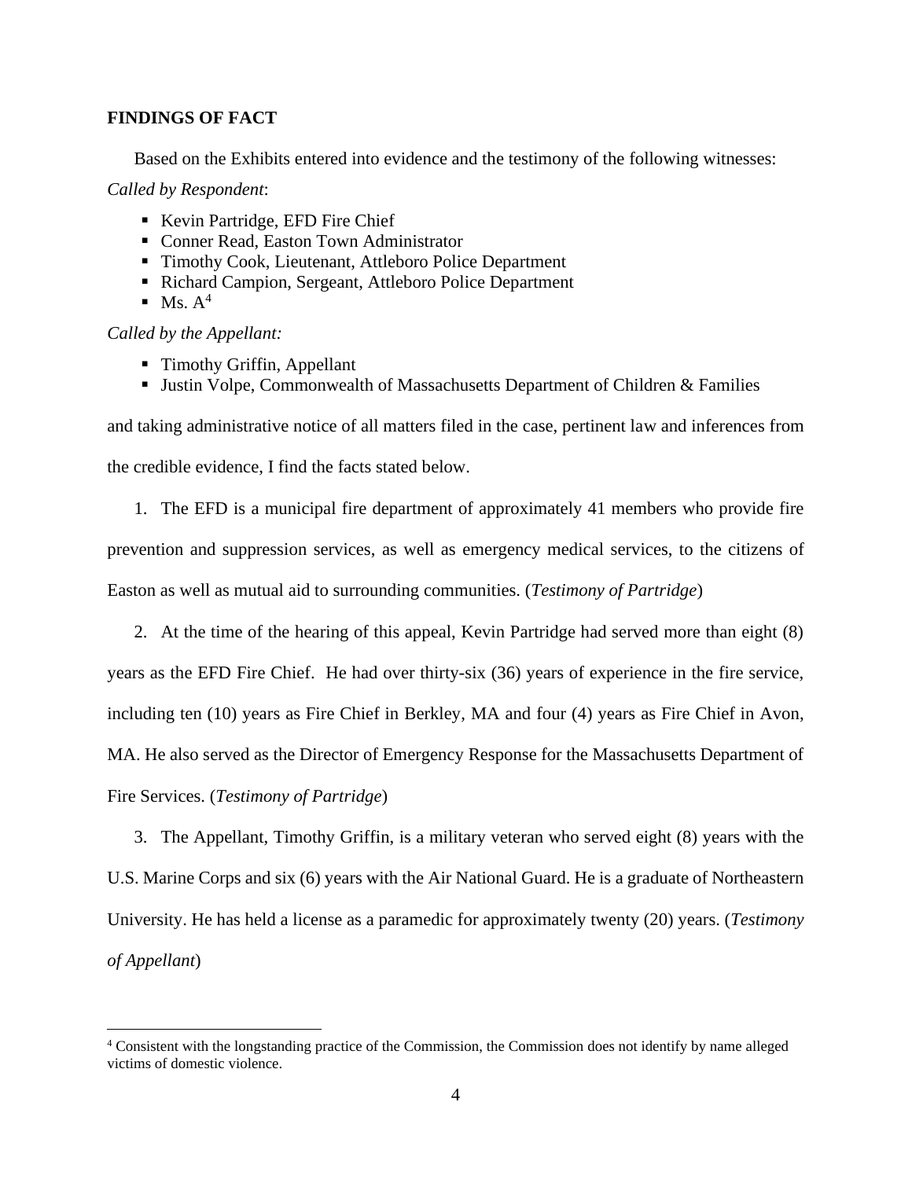**FINDINGS OF FACT**

Based on the Exhibits entered into evidence and the testimony of the following witnesses:

*Called by Respondent*:

- Kevin Partridge, EFD Fire Chief
- Conner Read, Easton Town Administrator
- Timothy Cook, Lieutenant, Attleboro Police Department
- Richard Campion, Sergeant, Attleboro Police Department
- Ms. A[4]

*Called by the Appellant:*

- Timothy Griffin, Appellant
- Justin Volpe, Commonwealth of Massachusetts Department of Children & Families

and taking administrative notice of all matters filed in the case, pertinent law and inferences from the credible evidence, I find the facts stated below.

1. The EFD is a municipal fire department of approximately 41 members who provide fire prevention and suppression services, as well as emergency medical services, to the citizens of Easton as well as mutual aid to surrounding communities. (*Testimony of Partridge*)

2. At the time of the hearing of this appeal, Kevin Partridge had served more than eight (8) years as the EFD Fire Chief. He had over thirty-six (36) years of experience in the fire service, including ten (10) years as Fire Chief in Berkley, MA and four (4) years as Fire Chief in Avon, MA. He also served as the Director of Emergency Response for the Massachusetts Department of Fire Services. (*Testimony of Partridge*)

3. The Appellant, Timothy Griffin, is a military veteran who served eight (8) years with the U.S. Marine Corps and six (6) years with the Air National Guard. He is a graduate of Northeastern University. He has held a license as a paramedic for approximately twenty (20) years. (*Testimony of Appellant*)

[4] Consistent with the longstanding practice of the Commission, the Commission does not identify by name alleged victims of domestic violence.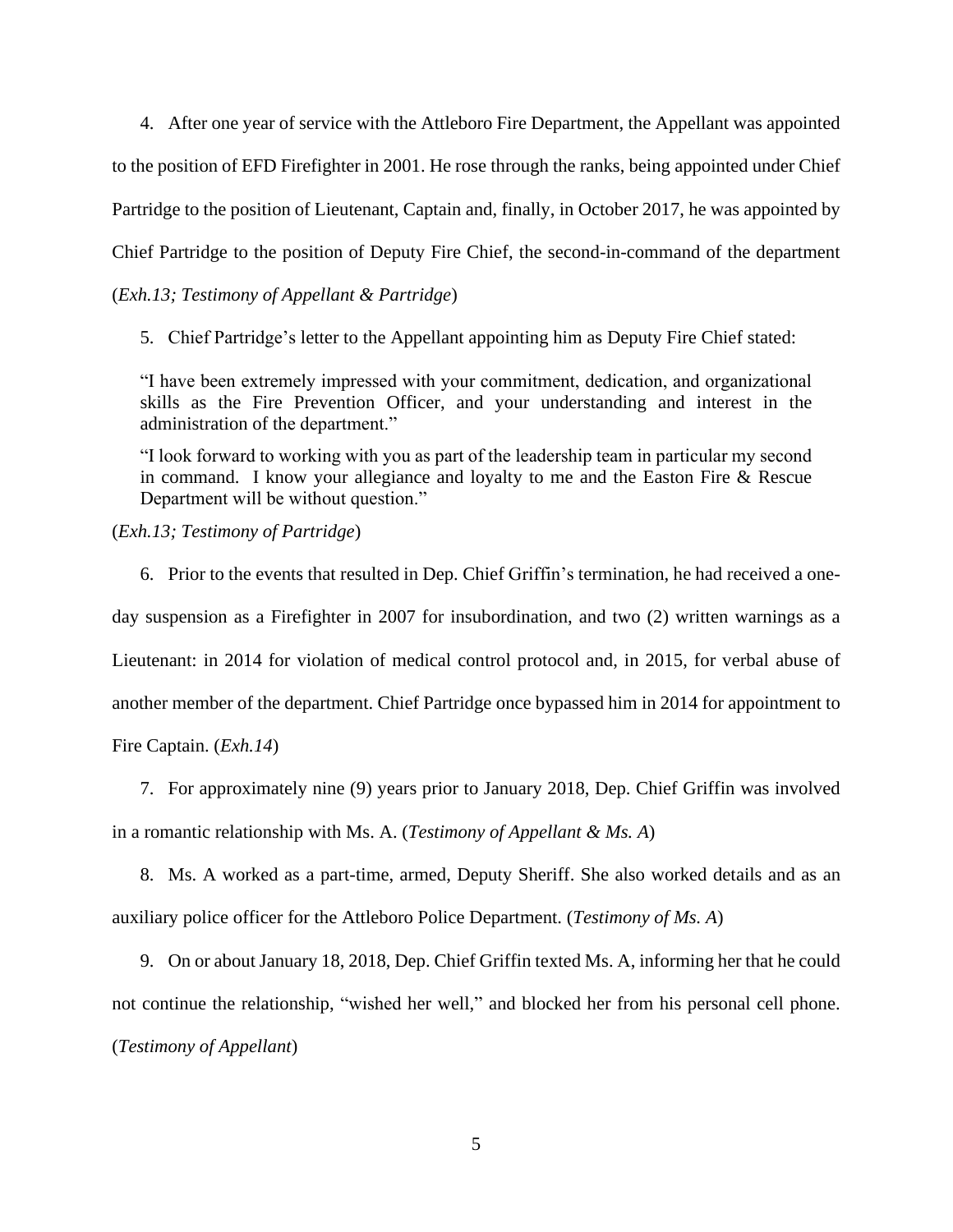4. After one year of service with the Attleboro Fire Department, the Appellant was appointed to the position of EFD Firefighter in 2001. He rose through the ranks, being appointed under Chief Partridge to the position of Lieutenant, Captain and, finally, in October 2017, he was appointed by Chief Partridge to the position of Deputy Fire Chief, the second-in-command of the department (*Exh.13; Testimony of Appellant & Partridge*)

5. Chief Partridge's letter to the Appellant appointing him as Deputy Fire Chief stated:

> "I have been extremely impressed with your commitment, dedication, and organizational skills as the Fire Prevention Officer, and your understanding and interest in the administration of the department."
>
> "I look forward to working with you as part of the leadership team in particular my second in command. I know your allegiance and loyalty to me and the Easton Fire & Rescue Department will be without question."

(*Exh.13; Testimony of Partridge*)

6. Prior to the events that resulted in Dep. Chief Griffin's termination, he had received a one-day suspension as a Firefighter in 2007 for insubordination, and two (2) written warnings as a Lieutenant: in 2014 for violation of medical control protocol and, in 2015, for verbal abuse of another member of the department. Chief Partridge once bypassed him in 2014 for appointment to Fire Captain. (*Exh.14*)

7. For approximately nine (9) years prior to January 2018, Dep. Chief Griffin was involved in a romantic relationship with Ms. A. (*Testimony of Appellant & Ms. A*)

8. Ms. A worked as a part-time, armed, Deputy Sheriff. She also worked details and as an auxiliary police officer for the Attleboro Police Department. (*Testimony of Ms. A*)

9. On or about January 18, 2018, Dep. Chief Griffin texted Ms. A, informing her that he could not continue the relationship, "wished her well," and blocked her from his personal cell phone. (*Testimony of Appellant*)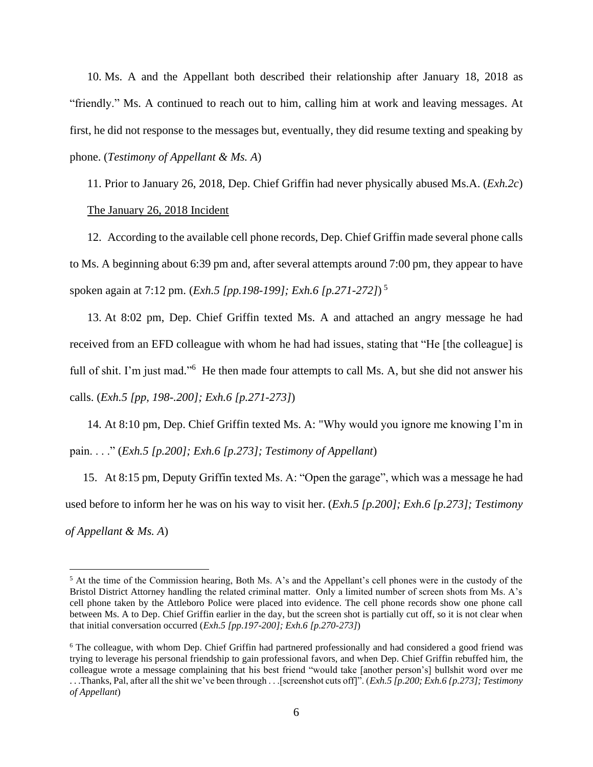10. Ms. A and the Appellant both described their relationship after January 18, 2018 as "friendly." Ms. A continued to reach out to him, calling him at work and leaving messages. At first, he did not response to the messages but, eventually, they did resume texting and speaking by phone. (*Testimony of Appellant & Ms. A*)

11. Prior to January 26, 2018, Dep. Chief Griffin had never physically abused Ms.A. (*Exh.2c*)

<u>The January 26, 2018 Incident</u>

12. According to the available cell phone records, Dep. Chief Griffin made several phone calls to Ms. A beginning about 6:39 pm and, after several attempts around 7:00 pm, they appear to have spoken again at 7:12 pm. (*Exh.5 [pp.198-199]; Exh.6 [p.271-272]*) [5]

13. At 8:02 pm, Dep. Chief Griffin texted Ms. A and attached an angry message he had received from an EFD colleague with whom he had had issues, stating that "He [the colleague] is full of shit. I'm just mad."[6] He then made four attempts to call Ms. A, but she did not answer his calls. (*Exh.5 [pp, 198-.200]; Exh.6 [p.271-273]*)

14. At 8:10 pm, Dep. Chief Griffin texted Ms. A: "Why would you ignore me knowing I'm in pain. . . ." (*Exh.5 [p.200]; Exh.6 [p.273]; Testimony of Appellant*)

15. At 8:15 pm, Deputy Griffin texted Ms. A: "Open the garage", which was a message he had used before to inform her he was on his way to visit her. (*Exh.5 [p.200]; Exh.6 [p.273]; Testimony of Appellant & Ms. A*)

---

[5] At the time of the Commission hearing, Both Ms. A's and the Appellant's cell phones were in the custody of the Bristol District Attorney handling the related criminal matter. Only a limited number of screen shots from Ms. A's cell phone taken by the Attleboro Police were placed into evidence. The cell phone records show one phone call between Ms. A to Dep. Chief Griffin earlier in the day, but the screen shot is partially cut off, so it is not clear when that initial conversation occurred (*Exh.5 [pp.197-200]; Exh.6 [p.270-273]*)

[6] The colleague, with whom Dep. Chief Griffin had partnered professionally and had considered a good friend was trying to leverage his personal friendship to gain professional favors, and when Dep. Chief Griffin rebuffed him, the colleague wrote a message complaining that his best friend "would take [another person's] bullshit word over me . . .Thanks, Pal, after all the shit we've been through . . .[screenshot cuts off]". (*Exh.5 [p.200; Exh.6 {p.273]; Testimony of Appellant*)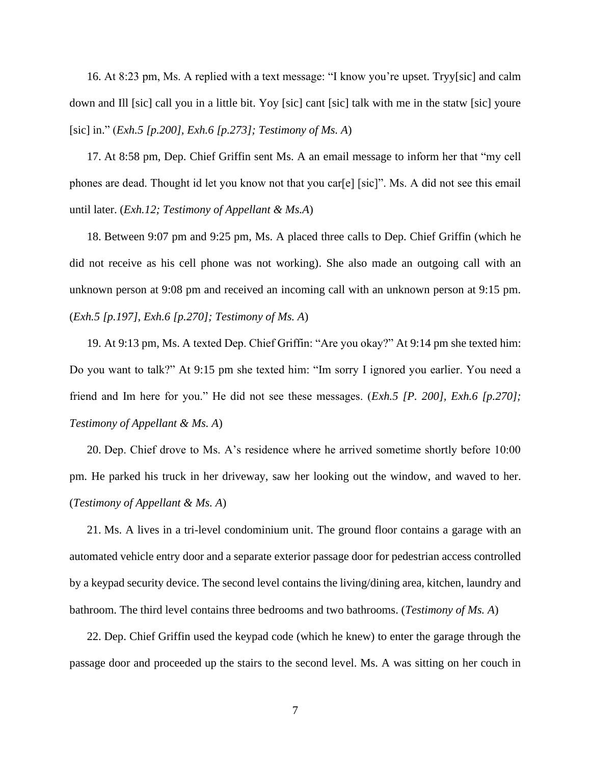16. At 8:23 pm, Ms. A replied with a text message: "I know you're upset. Tryy[sic] and calm down and Ill [sic] call you in a little bit. Yoy [sic] cant [sic] talk with me in the statw [sic] youre [sic] in." (*Exh.5 [p.200], Exh.6 [p.273]; Testimony of Ms. A*)

17. At 8:58 pm, Dep. Chief Griffin sent Ms. A an email message to inform her that "my cell phones are dead. Thought id let you know not that you car[e] [sic]". Ms. A did not see this email until later. (*Exh.12; Testimony of Appellant & Ms.A*)

18. Between 9:07 pm and 9:25 pm, Ms. A placed three calls to Dep. Chief Griffin (which he did not receive as his cell phone was not working). She also made an outgoing call with an unknown person at 9:08 pm and received an incoming call with an unknown person at 9:15 pm. (*Exh.5 [p.197], Exh.6 [p.270]; Testimony of Ms. A*)

19. At 9:13 pm, Ms. A texted Dep. Chief Griffin: "Are you okay?" At 9:14 pm she texted him: Do you want to talk?" At 9:15 pm she texted him: "Im sorry I ignored you earlier. You need a friend and Im here for you." He did not see these messages. (*Exh.5 [P. 200], Exh.6 [p.270]; Testimony of Appellant & Ms. A*)

20. Dep. Chief drove to Ms. A's residence where he arrived sometime shortly before 10:00 pm. He parked his truck in her driveway, saw her looking out the window, and waved to her. (*Testimony of Appellant & Ms. A*)

21. Ms. A lives in a tri-level condominium unit. The ground floor contains a garage with an automated vehicle entry door and a separate exterior passage door for pedestrian access controlled by a keypad security device. The second level contains the living/dining area, kitchen, laundry and bathroom. The third level contains three bedrooms and two bathrooms. (*Testimony of Ms. A*)

22. Dep. Chief Griffin used the keypad code (which he knew) to enter the garage through the passage door and proceeded up the stairs to the second level. Ms. A was sitting on her couch in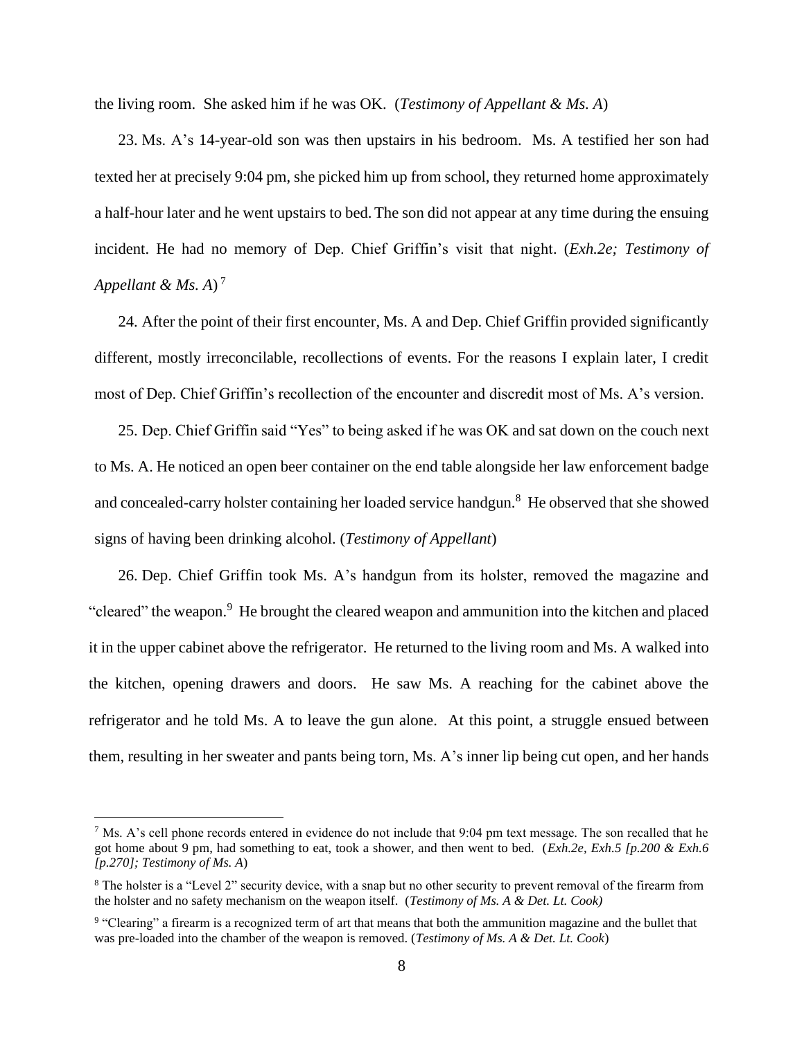the living room. She asked him if he was OK. (*Testimony of Appellant & Ms. A*)

23. Ms. A's 14-year-old son was then upstairs in his bedroom. Ms. A testified her son had texted her at precisely 9:04 pm, she picked him up from school, they returned home approximately a half-hour later and he went upstairs to bed. The son did not appear at any time during the ensuing incident. He had no memory of Dep. Chief Griffin's visit that night. (*Exh.2e; Testimony of Appellant & Ms. A*)[7]

24. After the point of their first encounter, Ms. A and Dep. Chief Griffin provided significantly different, mostly irreconcilable, recollections of events. For the reasons I explain later, I credit most of Dep. Chief Griffin's recollection of the encounter and discredit most of Ms. A's version.

25. Dep. Chief Griffin said "Yes" to being asked if he was OK and sat down on the couch next to Ms. A. He noticed an open beer container on the end table alongside her law enforcement badge and concealed-carry holster containing her loaded service handgun.[8] He observed that she showed signs of having been drinking alcohol. (*Testimony of Appellant*)

26. Dep. Chief Griffin took Ms. A's handgun from its holster, removed the magazine and "cleared" the weapon.[9] He brought the cleared weapon and ammunition into the kitchen and placed it in the upper cabinet above the refrigerator. He returned to the living room and Ms. A walked into the kitchen, opening drawers and doors. He saw Ms. A reaching for the cabinet above the refrigerator and he told Ms. A to leave the gun alone. At this point, a struggle ensued between them, resulting in her sweater and pants being torn, Ms. A's inner lip being cut open, and her hands

---

[7] Ms. A's cell phone records entered in evidence do not include that 9:04 pm text message. The son recalled that he got home about 9 pm, had something to eat, took a shower, and then went to bed. (*Exh.2e, Exh.5 [p.200 & Exh.6 [p.270]; Testimony of Ms. A*)

[8] The holster is a "Level 2" security device, with a snap but no other security to prevent removal of the firearm from the holster and no safety mechanism on the weapon itself. (*Testimony of Ms. A & Det. Lt. Cook)*

[9] "Clearing" a firearm is a recognized term of art that means that both the ammunition magazine and the bullet that was pre-loaded into the chamber of the weapon is removed. (*Testimony of Ms. A & Det. Lt. Cook*)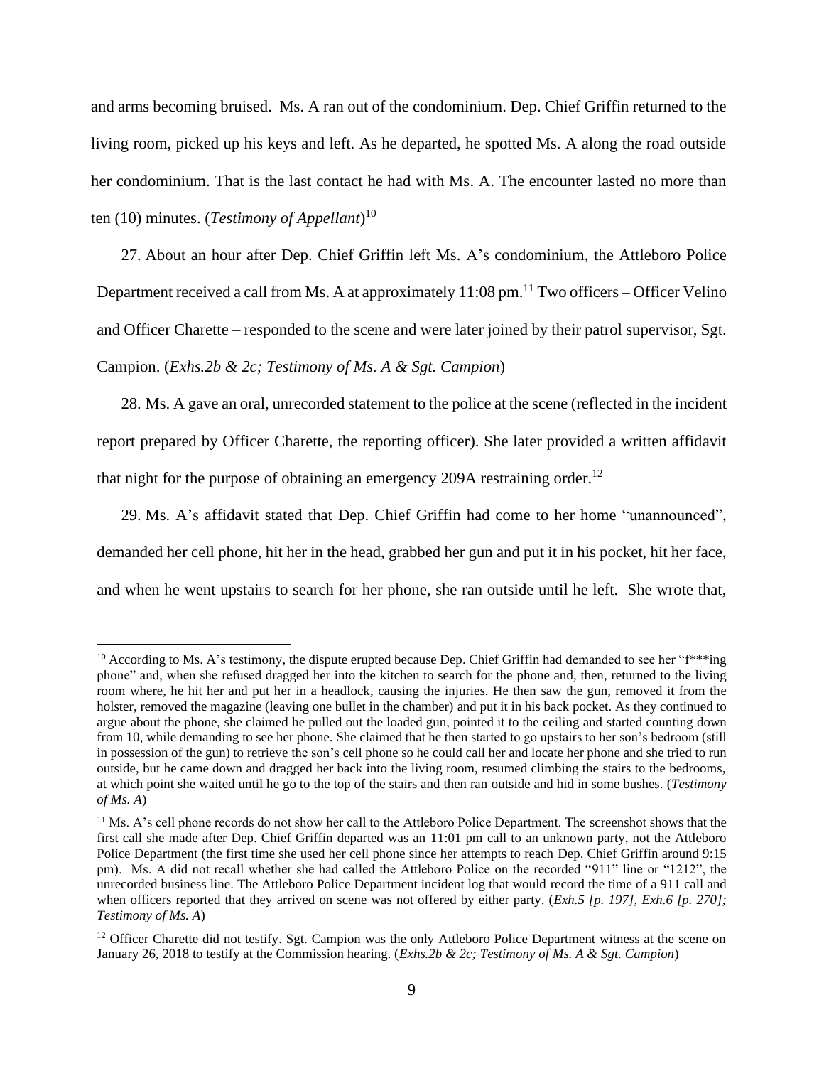and arms becoming bruised. Ms. A ran out of the condominium. Dep. Chief Griffin returned to the living room, picked up his keys and left. As he departed, he spotted Ms. A along the road outside her condominium. That is the last contact he had with Ms. A. The encounter lasted no more than ten (10) minutes. (*Testimony of Appellant*)[10]

27. About an hour after Dep. Chief Griffin left Ms. A's condominium, the Attleboro Police Department received a call from Ms. A at approximately 11:08 pm.[11] Two officers – Officer Velino and Officer Charette – responded to the scene and were later joined by their patrol supervisor, Sgt. Campion. (*Exhs.2b & 2c; Testimony of Ms. A & Sgt. Campion*)

28. Ms. A gave an oral, unrecorded statement to the police at the scene (reflected in the incident report prepared by Officer Charette, the reporting officer). She later provided a written affidavit that night for the purpose of obtaining an emergency 209A restraining order.[12]

29. Ms. A's affidavit stated that Dep. Chief Griffin had come to her home "unannounced", demanded her cell phone, hit her in the head, grabbed her gun and put it in his pocket, hit her face, and when he went upstairs to search for her phone, she ran outside until he left. She wrote that,

---

[10] According to Ms. A's testimony, the dispute erupted because Dep. Chief Griffin had demanded to see her "f***ing phone" and, when she refused dragged her into the kitchen to search for the phone and, then, returned to the living room where, he hit her and put her in a headlock, causing the injuries. He then saw the gun, removed it from the holster, removed the magazine (leaving one bullet in the chamber) and put it in his back pocket. As they continued to argue about the phone, she claimed he pulled out the loaded gun, pointed it to the ceiling and started counting down from 10, while demanding to see her phone. She claimed that he then started to go upstairs to her son's bedroom (still in possession of the gun) to retrieve the son's cell phone so he could call her and locate her phone and she tried to run outside, but he came down and dragged her back into the living room, resumed climbing the stairs to the bedrooms, at which point she waited until he go to the top of the stairs and then ran outside and hid in some bushes. (*Testimony of Ms. A*)

[11] Ms. A's cell phone records do not show her call to the Attleboro Police Department. The screenshot shows that the first call she made after Dep. Chief Griffin departed was an 11:01 pm call to an unknown party, not the Attleboro Police Department (the first time she used her cell phone since her attempts to reach Dep. Chief Griffin around 9:15 pm). Ms. A did not recall whether she had called the Attleboro Police on the recorded "911" line or "1212", the unrecorded business line. The Attleboro Police Department incident log that would record the time of a 911 call and when officers reported that they arrived on scene was not offered by either party. (*Exh.5 [p. 197], Exh.6 [p. 270]; Testimony of Ms. A*)

[12] Officer Charette did not testify. Sgt. Campion was the only Attleboro Police Department witness at the scene on January 26, 2018 to testify at the Commission hearing. (*Exhs.2b & 2c; Testimony of Ms. A & Sgt. Campion*)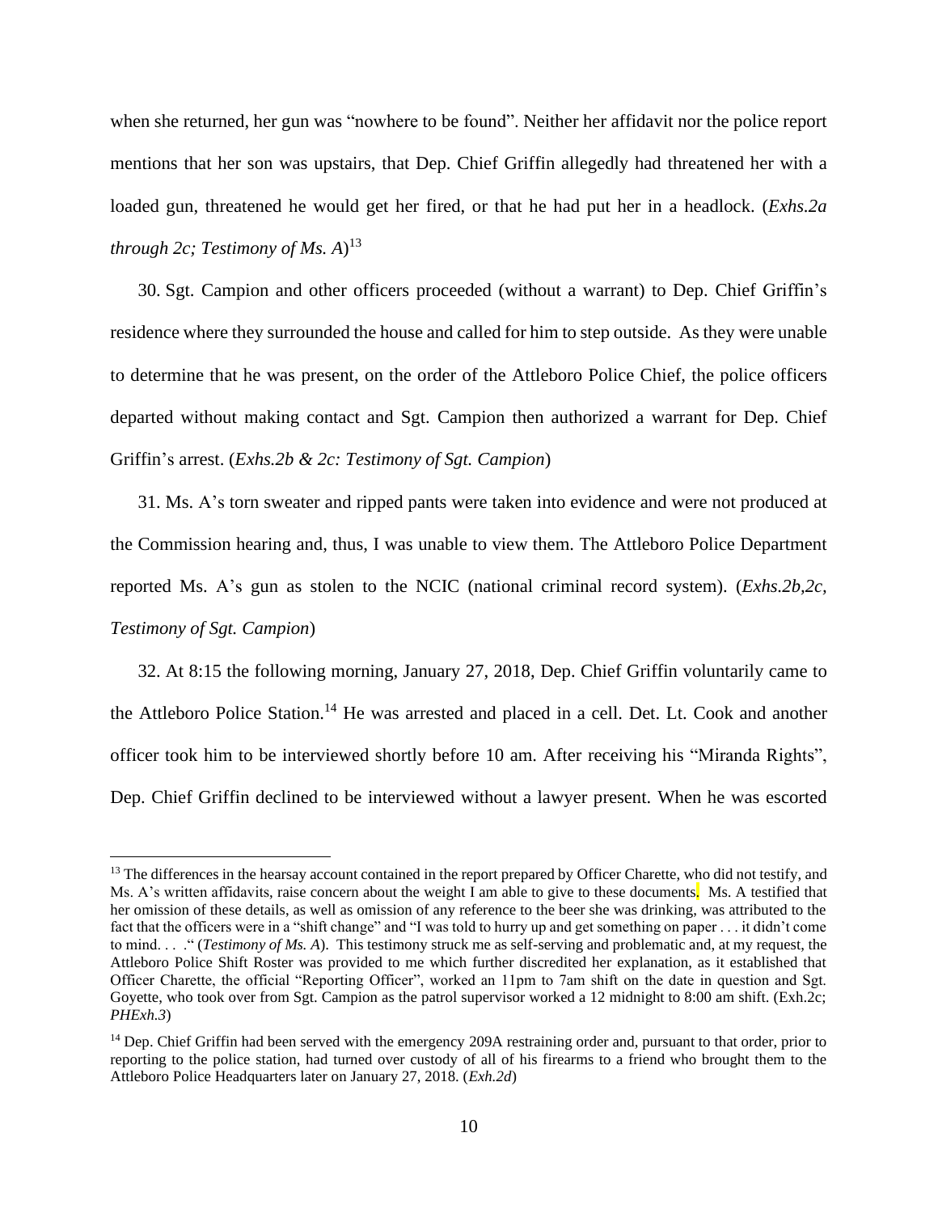when she returned, her gun was "nowhere to be found". Neither her affidavit nor the police report mentions that her son was upstairs, that Dep. Chief Griffin allegedly had threatened her with a loaded gun, threatened he would get her fired, or that he had put her in a headlock. (*Exhs.2a through 2c; Testimony of Ms. A*)[13]

30. Sgt. Campion and other officers proceeded (without a warrant) to Dep. Chief Griffin's residence where they surrounded the house and called for him to step outside. As they were unable to determine that he was present, on the order of the Attleboro Police Chief, the police officers departed without making contact and Sgt. Campion then authorized a warrant for Dep. Chief Griffin's arrest. (*Exhs.2b & 2c: Testimony of Sgt. Campion*)

31. Ms. A's torn sweater and ripped pants were taken into evidence and were not produced at the Commission hearing and, thus, I was unable to view them. The Attleboro Police Department reported Ms. A's gun as stolen to the NCIC (national criminal record system). (*Exhs.2b,2c, Testimony of Sgt. Campion*)

32. At 8:15 the following morning, January 27, 2018, Dep. Chief Griffin voluntarily came to the Attleboro Police Station.[14] He was arrested and placed in a cell. Det. Lt. Cook and another officer took him to be interviewed shortly before 10 am. After receiving his "Miranda Rights", Dep. Chief Griffin declined to be interviewed without a lawyer present. When he was escorted

---

[13] The differences in the hearsay account contained in the report prepared by Officer Charette, who did not testify, and Ms. A's written affidavits, raise concern about the weight I am able to give to these documents. Ms. A testified that her omission of these details, as well as omission of any reference to the beer she was drinking, was attributed to the fact that the officers were in a "shift change" and "I was told to hurry up and get something on paper . . . it didn't come to mind. . . ." (*Testimony of Ms. A*). This testimony struck me as self-serving and problematic and, at my request, the Attleboro Police Shift Roster was provided to me which further discredited her explanation, as it established that Officer Charette, the official "Reporting Officer", worked an 11pm to 7am shift on the date in question and Sgt. Goyette, who took over from Sgt. Campion as the patrol supervisor worked a 12 midnight to 8:00 am shift. (Exh.2c; *PHExh.3*)

[14] Dep. Chief Griffin had been served with the emergency 209A restraining order and, pursuant to that order, prior to reporting to the police station, had turned over custody of all of his firearms to a friend who brought them to the Attleboro Police Headquarters later on January 27, 2018. (*Exh.2d*)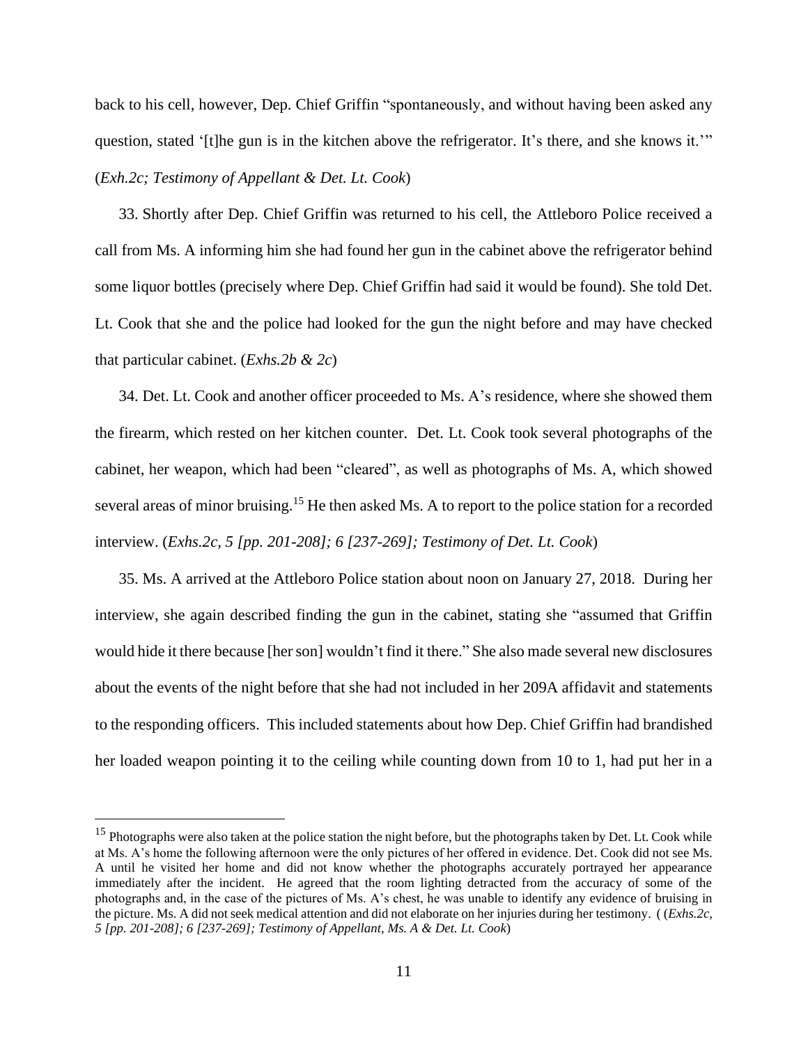back to his cell, however, Dep. Chief Griffin "spontaneously, and without having been asked any question, stated '[t]he gun is in the kitchen above the refrigerator. It's there, and she knows it.'" (*Exh.2c; Testimony of Appellant & Det. Lt. Cook*)

33. Shortly after Dep. Chief Griffin was returned to his cell, the Attleboro Police received a call from Ms. A informing him she had found her gun in the cabinet above the refrigerator behind some liquor bottles (precisely where Dep. Chief Griffin had said it would be found). She told Det. Lt. Cook that she and the police had looked for the gun the night before and may have checked that particular cabinet. (*Exhs.2b & 2c*)

34. Det. Lt. Cook and another officer proceeded to Ms. A's residence, where she showed them the firearm, which rested on her kitchen counter. Det. Lt. Cook took several photographs of the cabinet, her weapon, which had been "cleared", as well as photographs of Ms. A, which showed several areas of minor bruising.[15] He then asked Ms. A to report to the police station for a recorded interview. (*Exhs.2c, 5 [pp. 201-208]; 6 [237-269]; Testimony of Det. Lt. Cook*)

35. Ms. A arrived at the Attleboro Police station about noon on January 27, 2018. During her interview, she again described finding the gun in the cabinet, stating she "assumed that Griffin would hide it there because [her son] wouldn't find it there." She also made several new disclosures about the events of the night before that she had not included in her 209A affidavit and statements to the responding officers. This included statements about how Dep. Chief Griffin had brandished her loaded weapon pointing it to the ceiling while counting down from 10 to 1, had put her in a

[15] Photographs were also taken at the police station the night before, but the photographs taken by Det. Lt. Cook while at Ms. A's home the following afternoon were the only pictures of her offered in evidence. Det. Cook did not see Ms. A until he visited her home and did not know whether the photographs accurately portrayed her appearance immediately after the incident. He agreed that the room lighting detracted from the accuracy of some of the photographs and, in the case of the pictures of Ms. A's chest, he was unable to identify any evidence of bruising in the picture. Ms. A did not seek medical attention and did not elaborate on her injuries during her testimony. ( (*Exhs.2c, 5 [pp. 201-208]; 6 [237-269]; Testimony of Appellant, Ms. A & Det. Lt. Cook*)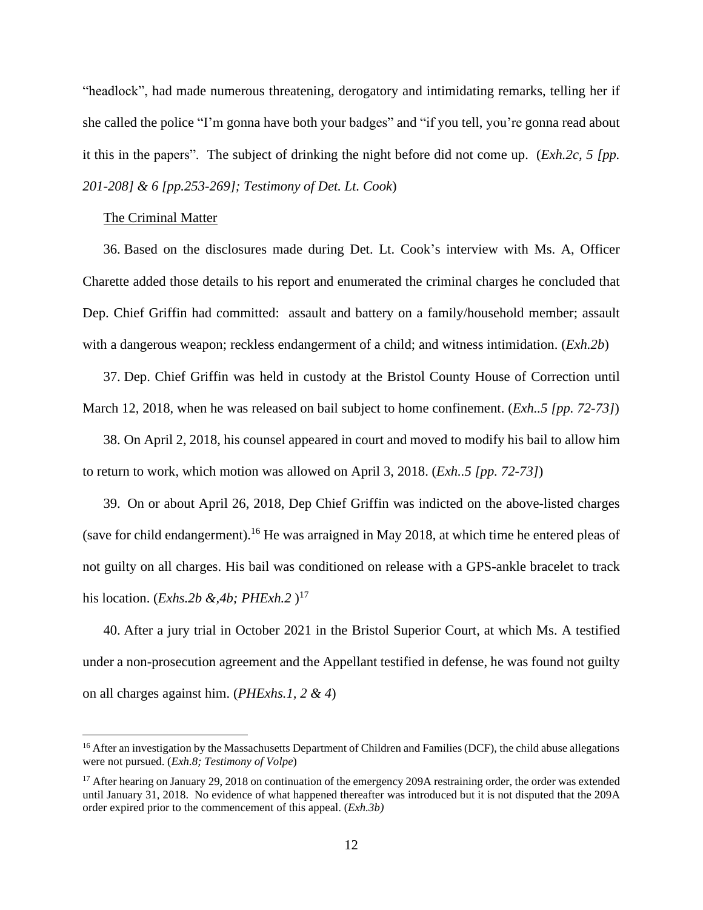"headlock", had made numerous threatening, derogatory and intimidating remarks, telling her if she called the police "I'm gonna have both your badges" and "if you tell, you're gonna read about it this in the papers". The subject of drinking the night before did not come up. (*Exh.2c, 5 [pp. 201-208] & 6 [pp.253-269]; Testimony of Det. Lt. Cook*)

<u>The Criminal Matter</u>

36. Based on the disclosures made during Det. Lt. Cook's interview with Ms. A, Officer Charette added those details to his report and enumerated the criminal charges he concluded that Dep. Chief Griffin had committed: assault and battery on a family/household member; assault with a dangerous weapon; reckless endangerment of a child; and witness intimidation. (*Exh.2b*)

37. Dep. Chief Griffin was held in custody at the Bristol County House of Correction until March 12, 2018, when he was released on bail subject to home confinement. (*Exh..5 [pp. 72-73]*)

38. On April 2, 2018, his counsel appeared in court and moved to modify his bail to allow him to return to work, which motion was allowed on April 3, 2018. (*Exh..5 [pp. 72-73]*)

39. On or about April 26, 2018, Dep Chief Griffin was indicted on the above-listed charges (save for child endangerment).[16] He was arraigned in May 2018, at which time he entered pleas of not guilty on all charges. His bail was conditioned on release with a GPS-ankle bracelet to track his location. (*Exhs.2b &,4b; PHExh.2* )[17]

40. After a jury trial in October 2021 in the Bristol Superior Court, at which Ms. A testified under a non-prosecution agreement and the Appellant testified in defense, he was found not guilty on all charges against him. (*PHExhs.1, 2 & 4*)

[16] After an investigation by the Massachusetts Department of Children and Families (DCF), the child abuse allegations were not pursued. (*Exh.8; Testimony of Volpe*)

[17] After hearing on January 29, 2018 on continuation of the emergency 209A restraining order, the order was extended until January 31, 2018. No evidence of what happened thereafter was introduced but it is not disputed that the 209A order expired prior to the commencement of this appeal. (*Exh.3b)*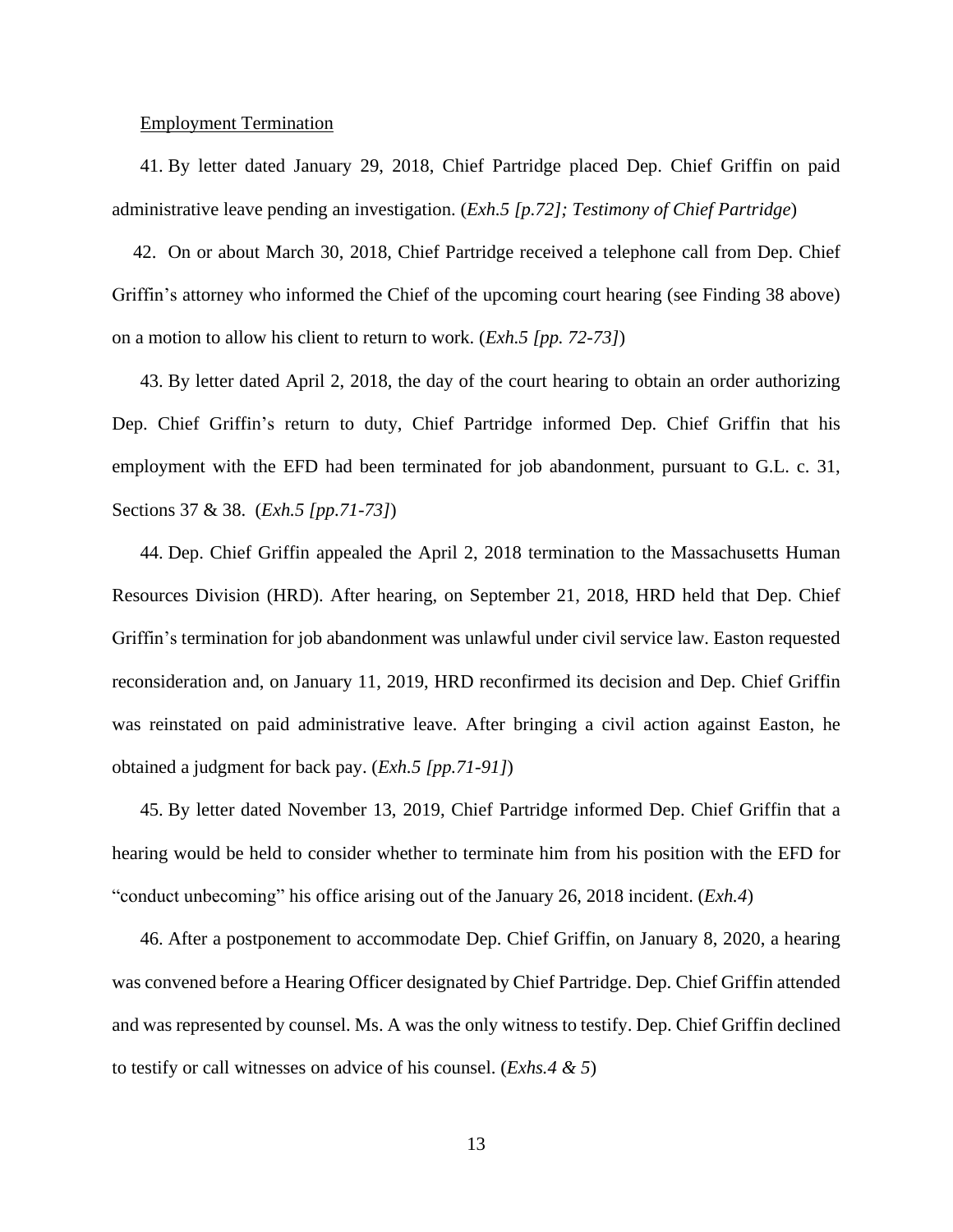<u>Employment Termination</u>

41. By letter dated January 29, 2018, Chief Partridge placed Dep. Chief Griffin on paid administrative leave pending an investigation. (*Exh.5 [p.72]; Testimony of Chief Partridge*)

42. On or about March 30, 2018, Chief Partridge received a telephone call from Dep. Chief Griffin's attorney who informed the Chief of the upcoming court hearing (see Finding 38 above) on a motion to allow his client to return to work. (*Exh.5 [pp. 72-73]*)

43. By letter dated April 2, 2018, the day of the court hearing to obtain an order authorizing Dep. Chief Griffin's return to duty, Chief Partridge informed Dep. Chief Griffin that his employment with the EFD had been terminated for job abandonment, pursuant to G.L. c. 31, Sections 37 & 38. (*Exh.5 [pp.71-73]*)

44. Dep. Chief Griffin appealed the April 2, 2018 termination to the Massachusetts Human Resources Division (HRD). After hearing, on September 21, 2018, HRD held that Dep. Chief Griffin's termination for job abandonment was unlawful under civil service law. Easton requested reconsideration and, on January 11, 2019, HRD reconfirmed its decision and Dep. Chief Griffin was reinstated on paid administrative leave. After bringing a civil action against Easton, he obtained a judgment for back pay. (*Exh.5 [pp.71-91]*)

45. By letter dated November 13, 2019, Chief Partridge informed Dep. Chief Griffin that a hearing would be held to consider whether to terminate him from his position with the EFD for "conduct unbecoming" his office arising out of the January 26, 2018 incident. (*Exh.4*)

46. After a postponement to accommodate Dep. Chief Griffin, on January 8, 2020, a hearing was convened before a Hearing Officer designated by Chief Partridge. Dep. Chief Griffin attended and was represented by counsel. Ms. A was the only witness to testify. Dep. Chief Griffin declined to testify or call witnesses on advice of his counsel. (*Exhs.4 & 5*)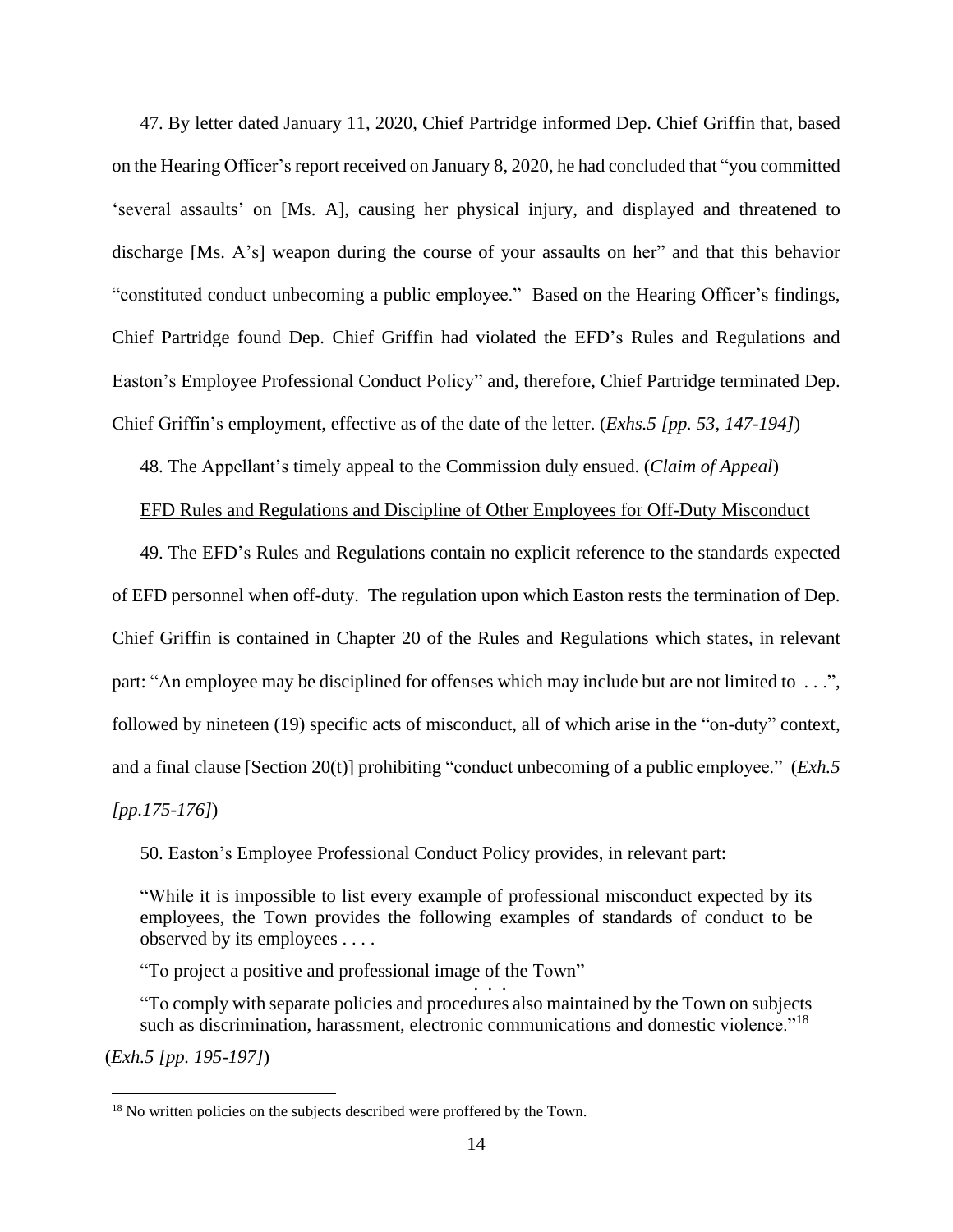47. By letter dated January 11, 2020, Chief Partridge informed Dep. Chief Griffin that, based on the Hearing Officer's report received on January 8, 2020, he had concluded that "you committed 'several assaults' on [Ms. A], causing her physical injury, and displayed and threatened to discharge [Ms. A's] weapon during the course of your assaults on her" and that this behavior "constituted conduct unbecoming a public employee." Based on the Hearing Officer's findings, Chief Partridge found Dep. Chief Griffin had violated the EFD's Rules and Regulations and Easton's Employee Professional Conduct Policy" and, therefore, Chief Partridge terminated Dep. Chief Griffin's employment, effective as of the date of the letter. (*Exhs.5 [pp. 53, 147-194]*)

48. The Appellant's timely appeal to the Commission duly ensued. (*Claim of Appeal*)

<u>EFD Rules and Regulations and Discipline of Other Employees for Off-Duty Misconduct</u>

49. The EFD's Rules and Regulations contain no explicit reference to the standards expected of EFD personnel when off-duty. The regulation upon which Easton rests the termination of Dep. Chief Griffin is contained in Chapter 20 of the Rules and Regulations which states, in relevant part: "An employee may be disciplined for offenses which may include but are not limited to . . .", followed by nineteen (19) specific acts of misconduct, all of which arise in the "on-duty" context, and a final clause [Section 20(t)] prohibiting "conduct unbecoming of a public employee." (*Exh.5 [pp.175-176]*)

50. Easton's Employee Professional Conduct Policy provides, in relevant part:

> "While it is impossible to list every example of professional misconduct expected by its employees, the Town provides the following examples of standards of conduct to be observed by its employees . . . .
>
> "To project a positive and professional image of the Town"
>
> . . .
>
> "To comply with separate policies and procedures also maintained by the Town on subjects such as discrimination, harassment, electronic communications and domestic violence."[18]

(*Exh.5 [pp. 195-197]*)

---

[18] No written policies on the subjects described were proffered by the Town.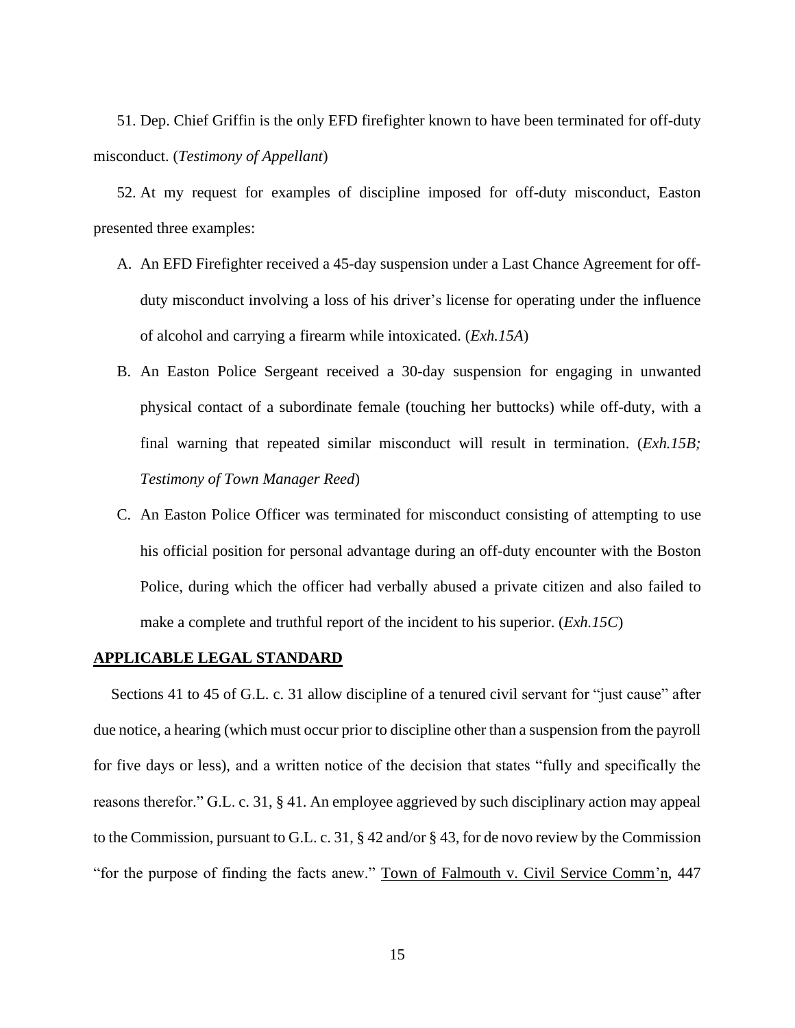51. Dep. Chief Griffin is the only EFD firefighter known to have been terminated for off-duty misconduct. (*Testimony of Appellant*)

52. At my request for examples of discipline imposed for off-duty misconduct, Easton presented three examples:

A. An EFD Firefighter received a 45-day suspension under a Last Chance Agreement for off-duty misconduct involving a loss of his driver's license for operating under the influence of alcohol and carrying a firearm while intoxicated. (*Exh.15A*)

B. An Easton Police Sergeant received a 30-day suspension for engaging in unwanted physical contact of a subordinate female (touching her buttocks) while off-duty, with a final warning that repeated similar misconduct will result in termination. (*Exh.15B; Testimony of Town Manager Reed*)

C. An Easton Police Officer was terminated for misconduct consisting of attempting to use his official position for personal advantage during an off-duty encounter with the Boston Police, during which the officer had verbally abused a private citizen and also failed to make a complete and truthful report of the incident to his superior. (*Exh.15C*)

## APPLICABLE LEGAL STANDARD

Sections 41 to 45 of G.L. c. 31 allow discipline of a tenured civil servant for "just cause" after due notice, a hearing (which must occur prior to discipline other than a suspension from the payroll for five days or less), and a written notice of the decision that states "fully and specifically the reasons therefor." G.L. c. 31, § 41. An employee aggrieved by such disciplinary action may appeal to the Commission, pursuant to G.L. c. 31, § 42 and/or § 43, for de novo review by the Commission "for the purpose of finding the facts anew." Town of Falmouth v. Civil Service Comm'n, 447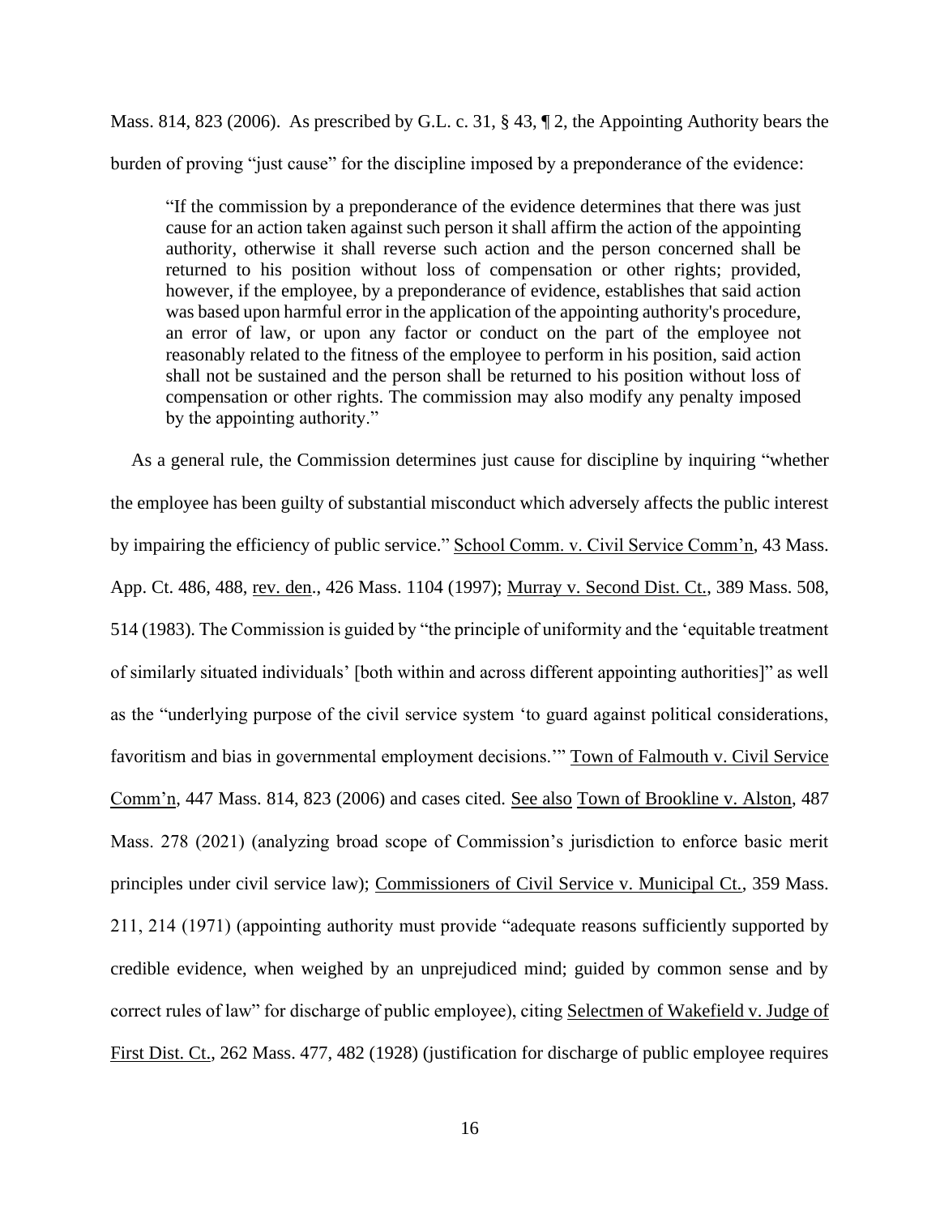Mass. 814, 823 (2006). As prescribed by G.L. c. 31, § 43, ¶ 2, the Appointing Authority bears the burden of proving "just cause" for the discipline imposed by a preponderance of the evidence:

> "If the commission by a preponderance of the evidence determines that there was just cause for an action taken against such person it shall affirm the action of the appointing authority, otherwise it shall reverse such action and the person concerned shall be returned to his position without loss of compensation or other rights; provided, however, if the employee, by a preponderance of evidence, establishes that said action was based upon harmful error in the application of the appointing authority's procedure, an error of law, or upon any factor or conduct on the part of the employee not reasonably related to the fitness of the employee to perform in his position, said action shall not be sustained and the person shall be returned to his position without loss of compensation or other rights. The commission may also modify any penalty imposed by the appointing authority."

As a general rule, the Commission determines just cause for discipline by inquiring "whether the employee has been guilty of substantial misconduct which adversely affects the public interest by impairing the efficiency of public service." School Comm. v. Civil Service Comm'n, 43 Mass. App. Ct. 486, 488, rev. den., 426 Mass. 1104 (1997); Murray v. Second Dist. Ct., 389 Mass. 508, 514 (1983). The Commission is guided by "the principle of uniformity and the 'equitable treatment of similarly situated individuals' [both within and across different appointing authorities]" as well as the "underlying purpose of the civil service system 'to guard against political considerations, favoritism and bias in governmental employment decisions.'" Town of Falmouth v. Civil Service Comm'n, 447 Mass. 814, 823 (2006) and cases cited. See also Town of Brookline v. Alston, 487 Mass. 278 (2021) (analyzing broad scope of Commission's jurisdiction to enforce basic merit principles under civil service law); Commissioners of Civil Service v. Municipal Ct., 359 Mass. 211, 214 (1971) (appointing authority must provide "adequate reasons sufficiently supported by credible evidence, when weighed by an unprejudiced mind; guided by common sense and by correct rules of law" for discharge of public employee), citing Selectmen of Wakefield v. Judge of First Dist. Ct., 262 Mass. 477, 482 (1928) (justification for discharge of public employee requires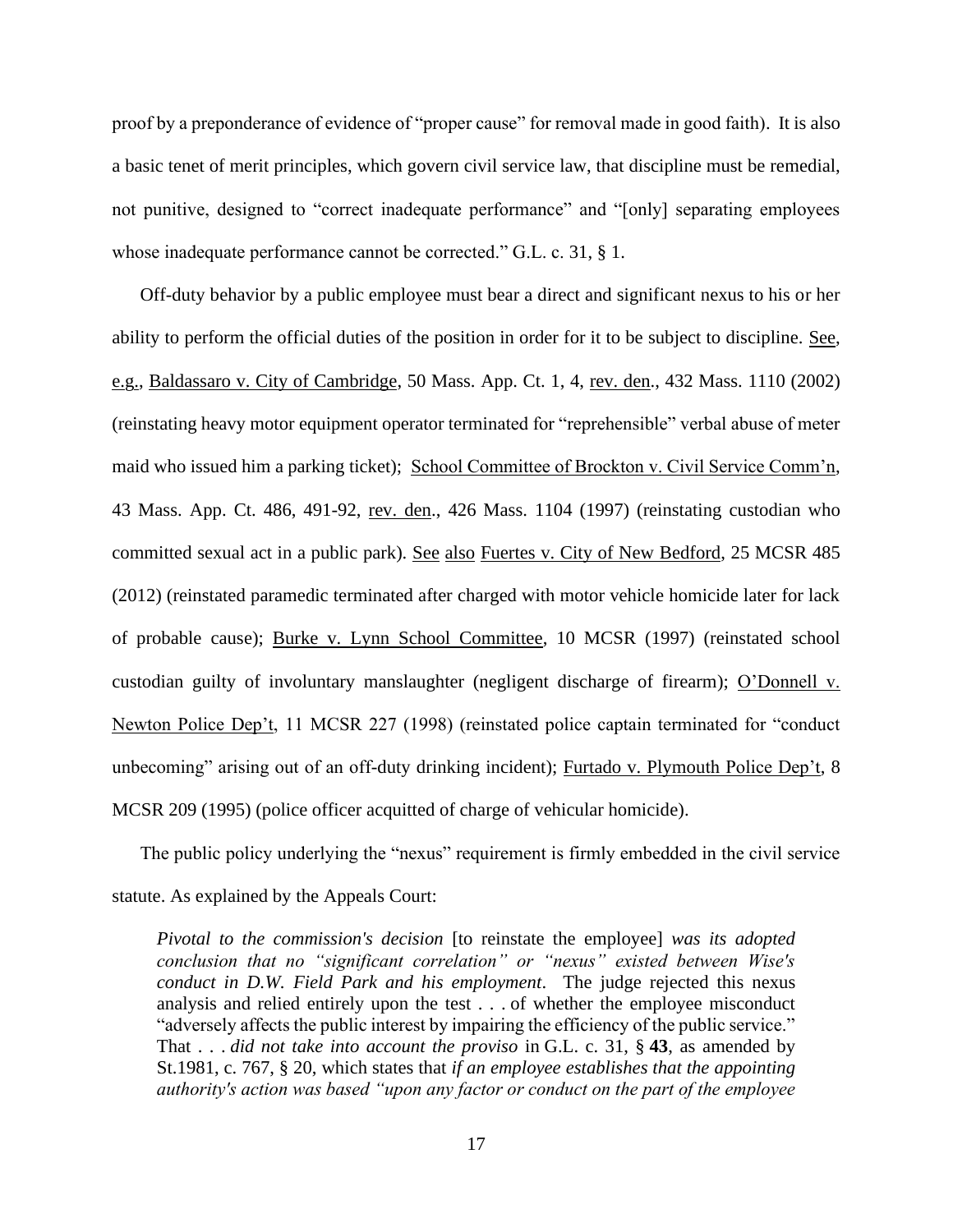proof by a preponderance of evidence of "proper cause" for removal made in good faith). It is also a basic tenet of merit principles, which govern civil service law, that discipline must be remedial, not punitive, designed to "correct inadequate performance" and "[only] separating employees whose inadequate performance cannot be corrected." G.L. c. 31, § 1.

Off-duty behavior by a public employee must bear a direct and significant nexus to his or her ability to perform the official duties of the position in order for it to be subject to discipline. See, e.g., Baldassaro v. City of Cambridge, 50 Mass. App. Ct. 1, 4, rev. den., 432 Mass. 1110 (2002) (reinstating heavy motor equipment operator terminated for "reprehensible" verbal abuse of meter maid who issued him a parking ticket); School Committee of Brockton v. Civil Service Comm'n, 43 Mass. App. Ct. 486, 491-92, rev. den., 426 Mass. 1104 (1997) (reinstating custodian who committed sexual act in a public park). See also Fuertes v. City of New Bedford, 25 MCSR 485 (2012) (reinstated paramedic terminated after charged with motor vehicle homicide later for lack of probable cause); Burke v. Lynn School Committee, 10 MCSR (1997) (reinstated school custodian guilty of involuntary manslaughter (negligent discharge of firearm); O'Donnell v. Newton Police Dep't, 11 MCSR 227 (1998) (reinstated police captain terminated for "conduct unbecoming" arising out of an off-duty drinking incident); Furtado v. Plymouth Police Dep't, 8 MCSR 209 (1995) (police officer acquitted of charge of vehicular homicide).

The public policy underlying the "nexus" requirement is firmly embedded in the civil service statute. As explained by the Appeals Court:

> *Pivotal to the commission's decision* [to reinstate the employee] *was its adopted conclusion that no "significant correlation" or "nexus" existed between Wise's conduct in D.W. Field Park and his employment*. The judge rejected this nexus analysis and relied entirely upon the test . . . of whether the employee misconduct "adversely affects the public interest by impairing the efficiency of the public service." That . . . *did not take into account the proviso* in G.L. c. 31, § **43**, as amended by St.1981, c. 767, § 20, which states that *if an employee establishes that the appointing authority's action was based "upon any factor or conduct on the part of the employee*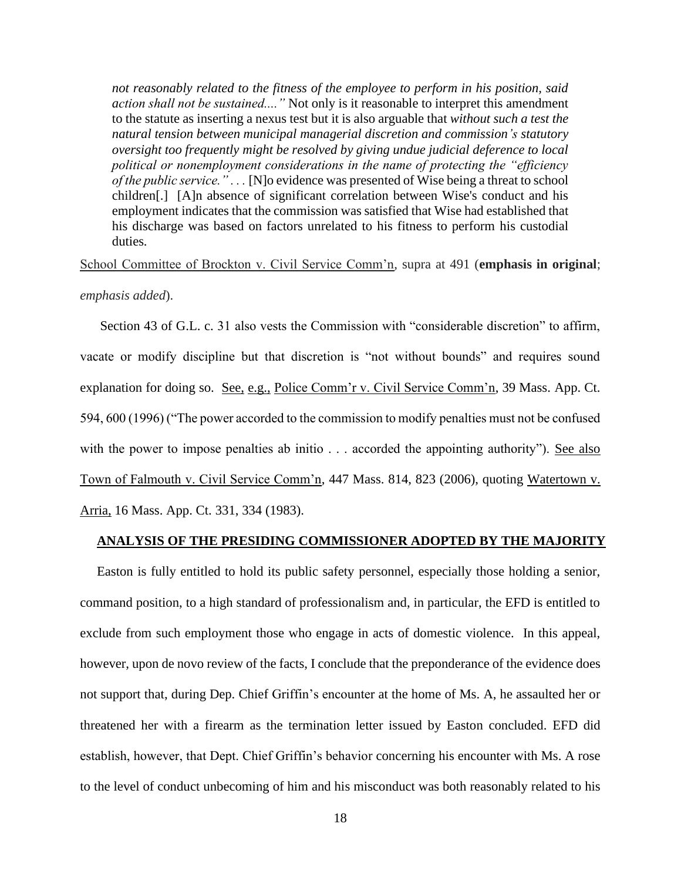> *not reasonably related to the fitness of the employee to perform in his position, said action shall not be sustained...."* Not only is it reasonable to interpret this amendment to the statute as inserting a nexus test but it is also arguable that *without such a test the natural tension between municipal managerial discretion and commission's statutory oversight too frequently might be resolved by giving undue judicial deference to local political or nonemployment considerations in the name of protecting the "efficiency of the public service."* . . . [N]o evidence was presented of Wise being a threat to school children[.] [A]n absence of significant correlation between Wise's conduct and his employment indicates that the commission was satisfied that Wise had established that his discharge was based on factors unrelated to his fitness to perform his custodial duties.

School Committee of Brockton v. Civil Service Comm'n, supra at 491 (**emphasis in original**; *emphasis added*).

Section 43 of G.L. c. 31 also vests the Commission with "considerable discretion" to affirm, vacate or modify discipline but that discretion is "not without bounds" and requires sound explanation for doing so. See, e.g., Police Comm'r v. Civil Service Comm'n, 39 Mass. App. Ct. 594, 600 (1996) ("The power accorded to the commission to modify penalties must not be confused with the power to impose penalties ab initio . . . accorded the appointing authority"). See also Town of Falmouth v. Civil Service Comm'n, 447 Mass. 814, 823 (2006), quoting Watertown v. Arria, 16 Mass. App. Ct. 331, 334 (1983).

## ANALYSIS OF THE PRESIDING COMMISSIONER ADOPTED BY THE MAJORITY

Easton is fully entitled to hold its public safety personnel, especially those holding a senior, command position, to a high standard of professionalism and, in particular, the EFD is entitled to exclude from such employment those who engage in acts of domestic violence. In this appeal, however, upon de novo review of the facts, I conclude that the preponderance of the evidence does not support that, during Dep. Chief Griffin's encounter at the home of Ms. A, he assaulted her or threatened her with a firearm as the termination letter issued by Easton concluded. EFD did establish, however, that Dept. Chief Griffin's behavior concerning his encounter with Ms. A rose to the level of conduct unbecoming of him and his misconduct was both reasonably related to his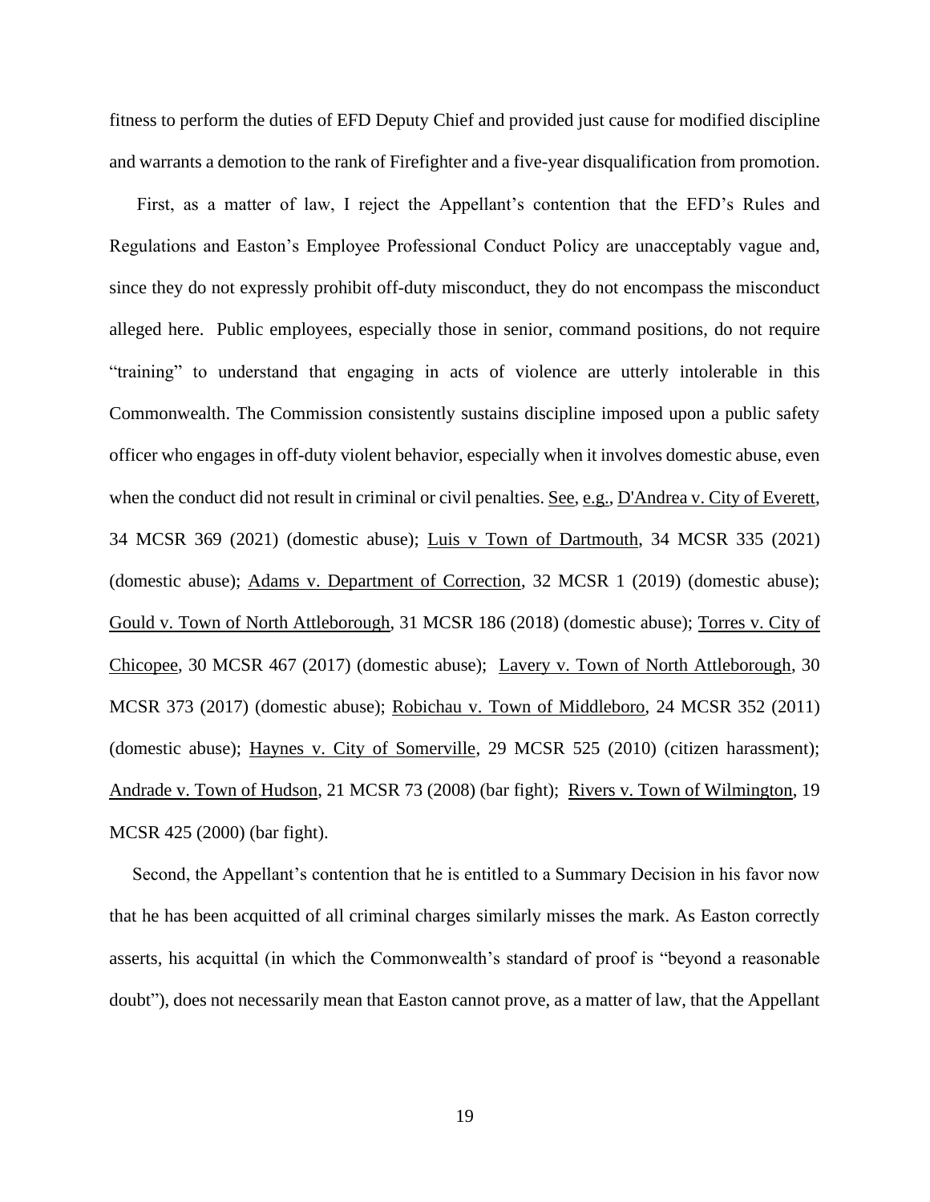fitness to perform the duties of EFD Deputy Chief and provided just cause for modified discipline and warrants a demotion to the rank of Firefighter and a five-year disqualification from promotion.

First, as a matter of law, I reject the Appellant's contention that the EFD's Rules and Regulations and Easton's Employee Professional Conduct Policy are unacceptably vague and, since they do not expressly prohibit off-duty misconduct, they do not encompass the misconduct alleged here. Public employees, especially those in senior, command positions, do not require "training" to understand that engaging in acts of violence are utterly intolerable in this Commonwealth. The Commission consistently sustains discipline imposed upon a public safety officer who engages in off-duty violent behavior, especially when it involves domestic abuse, even when the conduct did not result in criminal or civil penalties. See, e.g., D'Andrea v. City of Everett, 34 MCSR 369 (2021) (domestic abuse); Luis v Town of Dartmouth, 34 MCSR 335 (2021) (domestic abuse); Adams v. Department of Correction, 32 MCSR 1 (2019) (domestic abuse); Gould v. Town of North Attleborough, 31 MCSR 186 (2018) (domestic abuse); Torres v. City of Chicopee, 30 MCSR 467 (2017) (domestic abuse); Lavery v. Town of North Attleborough, 30 MCSR 373 (2017) (domestic abuse); Robichau v. Town of Middleboro, 24 MCSR 352 (2011) (domestic abuse); Haynes v. City of Somerville, 29 MCSR 525 (2010) (citizen harassment); Andrade v. Town of Hudson, 21 MCSR 73 (2008) (bar fight); Rivers v. Town of Wilmington, 19 MCSR 425 (2000) (bar fight).

Second, the Appellant's contention that he is entitled to a Summary Decision in his favor now that he has been acquitted of all criminal charges similarly misses the mark. As Easton correctly asserts, his acquittal (in which the Commonwealth's standard of proof is "beyond a reasonable doubt"), does not necessarily mean that Easton cannot prove, as a matter of law, that the Appellant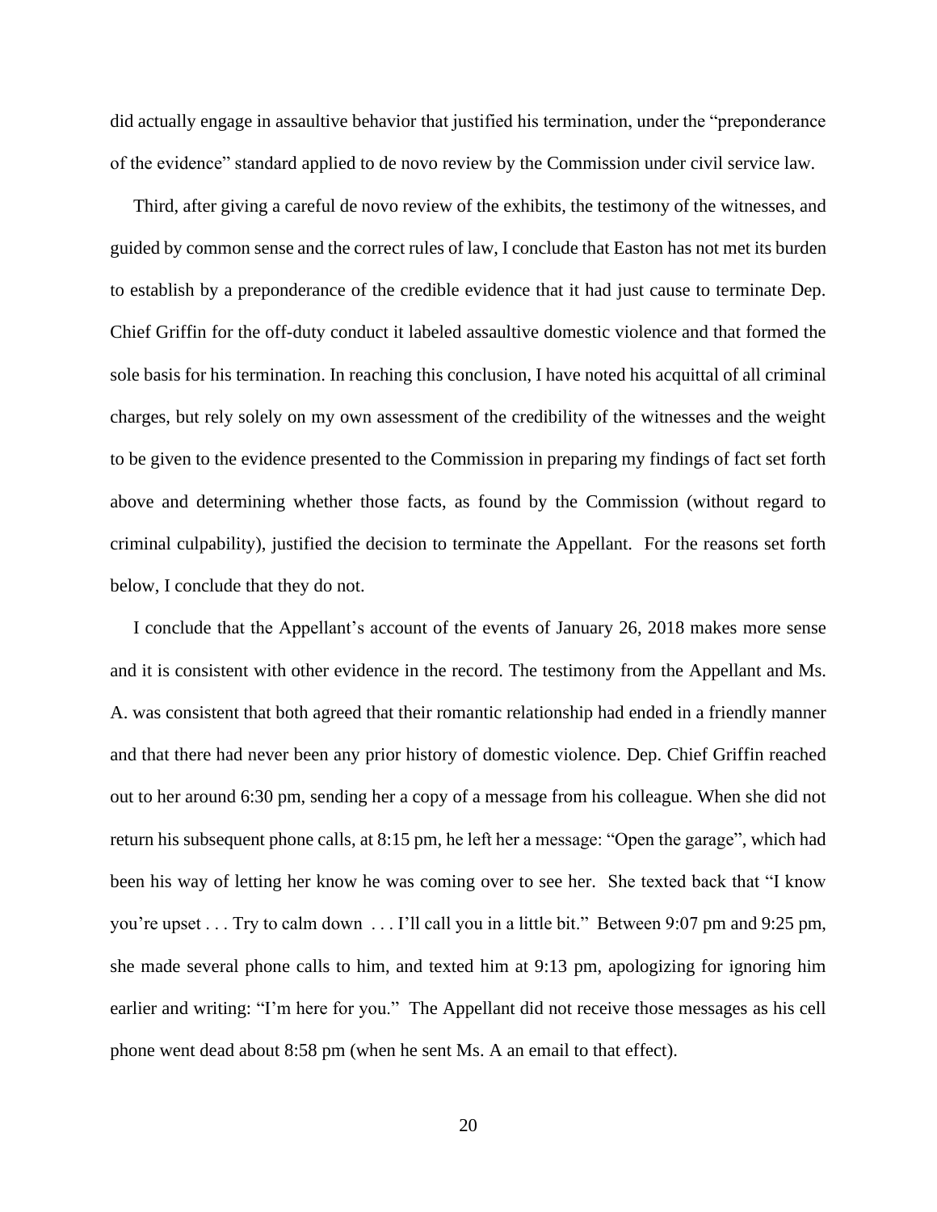did actually engage in assaultive behavior that justified his termination, under the "preponderance of the evidence" standard applied to de novo review by the Commission under civil service law.

Third, after giving a careful de novo review of the exhibits, the testimony of the witnesses, and guided by common sense and the correct rules of law, I conclude that Easton has not met its burden to establish by a preponderance of the credible evidence that it had just cause to terminate Dep. Chief Griffin for the off-duty conduct it labeled assaultive domestic violence and that formed the sole basis for his termination. In reaching this conclusion, I have noted his acquittal of all criminal charges, but rely solely on my own assessment of the credibility of the witnesses and the weight to be given to the evidence presented to the Commission in preparing my findings of fact set forth above and determining whether those facts, as found by the Commission (without regard to criminal culpability), justified the decision to terminate the Appellant. For the reasons set forth below, I conclude that they do not.

I conclude that the Appellant's account of the events of January 26, 2018 makes more sense and it is consistent with other evidence in the record. The testimony from the Appellant and Ms. A. was consistent that both agreed that their romantic relationship had ended in a friendly manner and that there had never been any prior history of domestic violence. Dep. Chief Griffin reached out to her around 6:30 pm, sending her a copy of a message from his colleague. When she did not return his subsequent phone calls, at 8:15 pm, he left her a message: "Open the garage", which had been his way of letting her know he was coming over to see her. She texted back that "I know you're upset . . . Try to calm down . . . I'll call you in a little bit." Between 9:07 pm and 9:25 pm, she made several phone calls to him, and texted him at 9:13 pm, apologizing for ignoring him earlier and writing: "I'm here for you." The Appellant did not receive those messages as his cell phone went dead about 8:58 pm (when he sent Ms. A an email to that effect).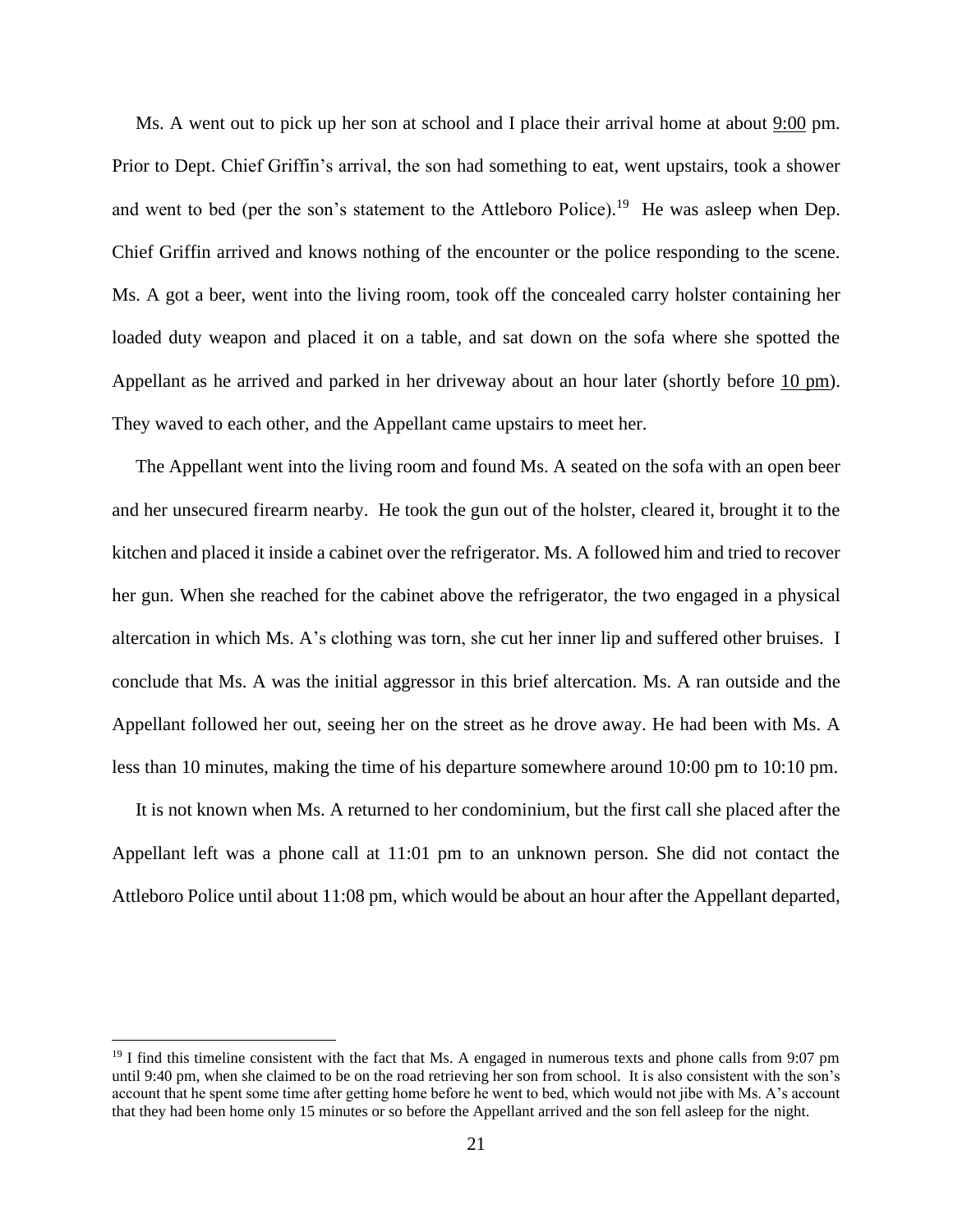Ms. A went out to pick up her son at school and I place their arrival home at about 9:00 pm. Prior to Dept. Chief Griffin's arrival, the son had something to eat, went upstairs, took a shower and went to bed (per the son's statement to the Attleboro Police).[19] He was asleep when Dep. Chief Griffin arrived and knows nothing of the encounter or the police responding to the scene. Ms. A got a beer, went into the living room, took off the concealed carry holster containing her loaded duty weapon and placed it on a table, and sat down on the sofa where she spotted the Appellant as he arrived and parked in her driveway about an hour later (shortly before 10 pm). They waved to each other, and the Appellant came upstairs to meet her.

The Appellant went into the living room and found Ms. A seated on the sofa with an open beer and her unsecured firearm nearby. He took the gun out of the holster, cleared it, brought it to the kitchen and placed it inside a cabinet over the refrigerator. Ms. A followed him and tried to recover her gun. When she reached for the cabinet above the refrigerator, the two engaged in a physical altercation in which Ms. A's clothing was torn, she cut her inner lip and suffered other bruises. I conclude that Ms. A was the initial aggressor in this brief altercation. Ms. A ran outside and the Appellant followed her out, seeing her on the street as he drove away. He had been with Ms. A less than 10 minutes, making the time of his departure somewhere around 10:00 pm to 10:10 pm.

It is not known when Ms. A returned to her condominium, but the first call she placed after the Appellant left was a phone call at 11:01 pm to an unknown person. She did not contact the Attleboro Police until about 11:08 pm, which would be about an hour after the Appellant departed,

---

[19] I find this timeline consistent with the fact that Ms. A engaged in numerous texts and phone calls from 9:07 pm until 9:40 pm, when she claimed to be on the road retrieving her son from school. It is also consistent with the son's account that he spent some time after getting home before he went to bed, which would not jibe with Ms. A's account that they had been home only 15 minutes or so before the Appellant arrived and the son fell asleep for the night.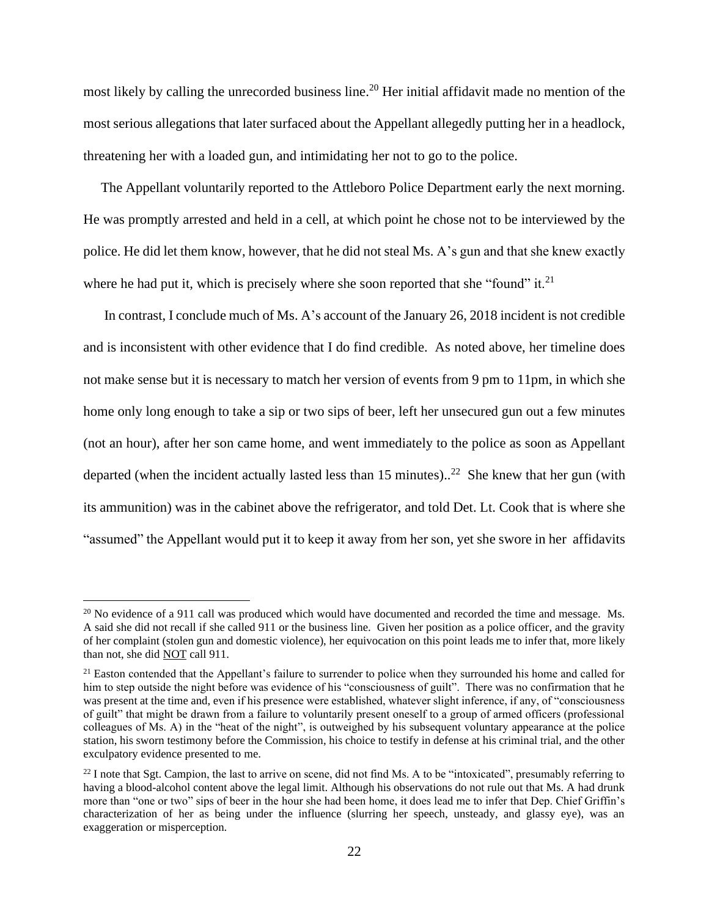most likely by calling the unrecorded business line.[20] Her initial affidavit made no mention of the most serious allegations that later surfaced about the Appellant allegedly putting her in a headlock, threatening her with a loaded gun, and intimidating her not to go to the police.

The Appellant voluntarily reported to the Attleboro Police Department early the next morning. He was promptly arrested and held in a cell, at which point he chose not to be interviewed by the police. He did let them know, however, that he did not steal Ms. A's gun and that she knew exactly where he had put it, which is precisely where she soon reported that she "found" it.[21]

In contrast, I conclude much of Ms. A's account of the January 26, 2018 incident is not credible and is inconsistent with other evidence that I do find credible. As noted above, her timeline does not make sense but it is necessary to match her version of events from 9 pm to 11pm, in which she home only long enough to take a sip or two sips of beer, left her unsecured gun out a few minutes (not an hour), after her son came home, and went immediately to the police as soon as Appellant departed (when the incident actually lasted less than 15 minutes)..[22] She knew that her gun (with its ammunition) was in the cabinet above the refrigerator, and told Det. Lt. Cook that is where she "assumed" the Appellant would put it to keep it away from her son, yet she swore in her affidavits

---

[20] No evidence of a 911 call was produced which would have documented and recorded the time and message. Ms. A said she did not recall if she called 911 or the business line. Given her position as a police officer, and the gravity of her complaint (stolen gun and domestic violence), her equivocation on this point leads me to infer that, more likely than not, she did <u>NOT</u> call 911.

[21] Easton contended that the Appellant's failure to surrender to police when they surrounded his home and called for him to step outside the night before was evidence of his "consciousness of guilt". There was no confirmation that he was present at the time and, even if his presence were established, whatever slight inference, if any, of "consciousness of guilt" that might be drawn from a failure to voluntarily present oneself to a group of armed officers (professional colleagues of Ms. A) in the "heat of the night", is outweighed by his subsequent voluntary appearance at the police station, his sworn testimony before the Commission, his choice to testify in defense at his criminal trial, and the other exculpatory evidence presented to me.

[22] I note that Sgt. Campion, the last to arrive on scene, did not find Ms. A to be "intoxicated", presumably referring to having a blood-alcohol content above the legal limit. Although his observations do not rule out that Ms. A had drunk more than "one or two" sips of beer in the hour she had been home, it does lead me to infer that Dep. Chief Griffin's characterization of her as being under the influence (slurring her speech, unsteady, and glassy eye), was an exaggeration or misperception.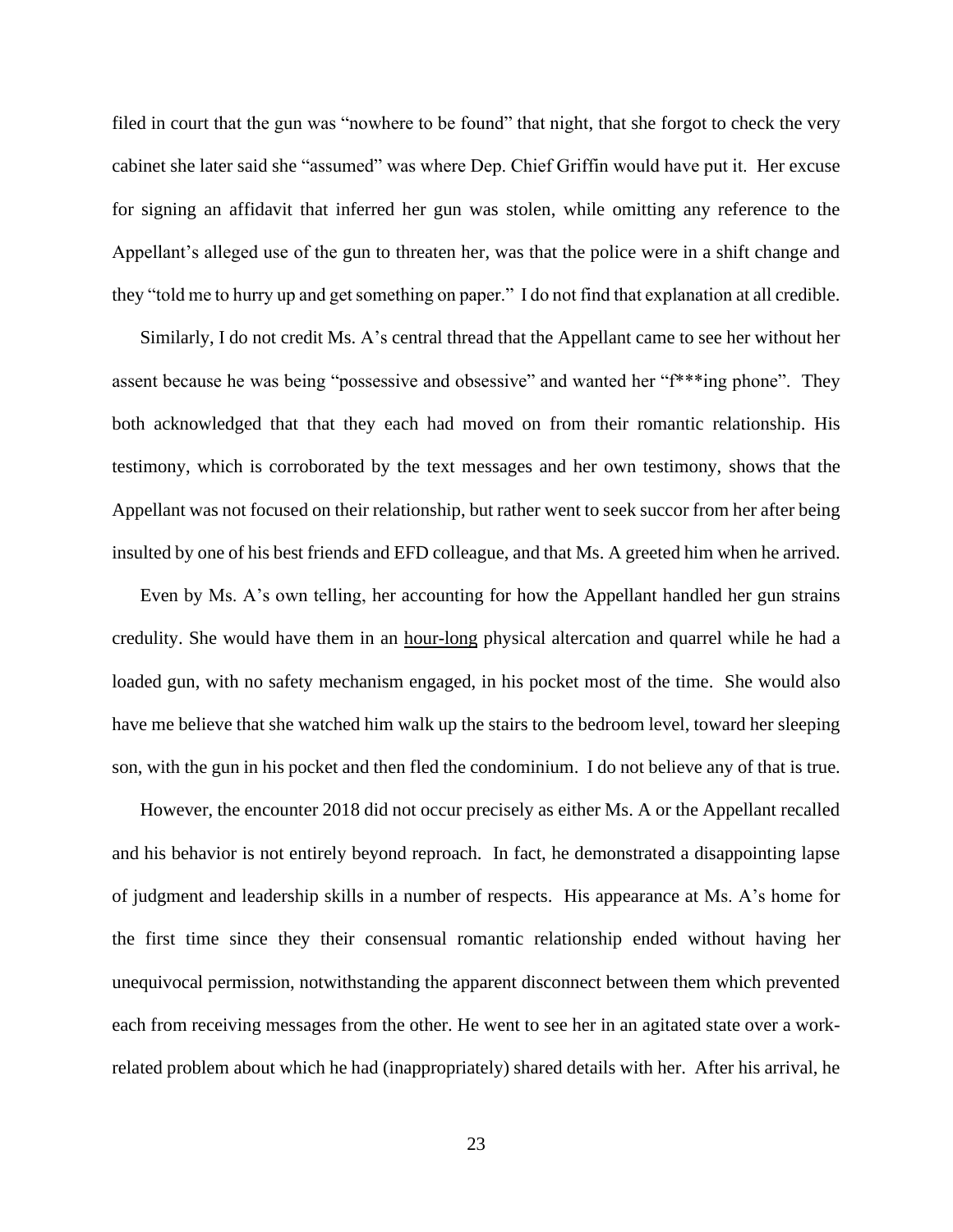filed in court that the gun was "nowhere to be found" that night, that she forgot to check the very cabinet she later said she "assumed" was where Dep. Chief Griffin would have put it. Her excuse for signing an affidavit that inferred her gun was stolen, while omitting any reference to the Appellant's alleged use of the gun to threaten her, was that the police were in a shift change and they "told me to hurry up and get something on paper." I do not find that explanation at all credible.

Similarly, I do not credit Ms. A's central thread that the Appellant came to see her without her assent because he was being "possessive and obsessive" and wanted her "f***ing phone". They both acknowledged that that they each had moved on from their romantic relationship. His testimony, which is corroborated by the text messages and her own testimony, shows that the Appellant was not focused on their relationship, but rather went to seek succor from her after being insulted by one of his best friends and EFD colleague, and that Ms. A greeted him when he arrived.

Even by Ms. A's own telling, her accounting for how the Appellant handled her gun strains credulity. She would have them in an <u>hour-long</u> physical altercation and quarrel while he had a loaded gun, with no safety mechanism engaged, in his pocket most of the time. She would also have me believe that she watched him walk up the stairs to the bedroom level, toward her sleeping son, with the gun in his pocket and then fled the condominium. I do not believe any of that is true.

However, the encounter 2018 did not occur precisely as either Ms. A or the Appellant recalled and his behavior is not entirely beyond reproach. In fact, he demonstrated a disappointing lapse of judgment and leadership skills in a number of respects. His appearance at Ms. A's home for the first time since they their consensual romantic relationship ended without having her unequivocal permission, notwithstanding the apparent disconnect between them which prevented each from receiving messages from the other. He went to see her in an agitated state over a work-related problem about which he had (inappropriately) shared details with her. After his arrival, he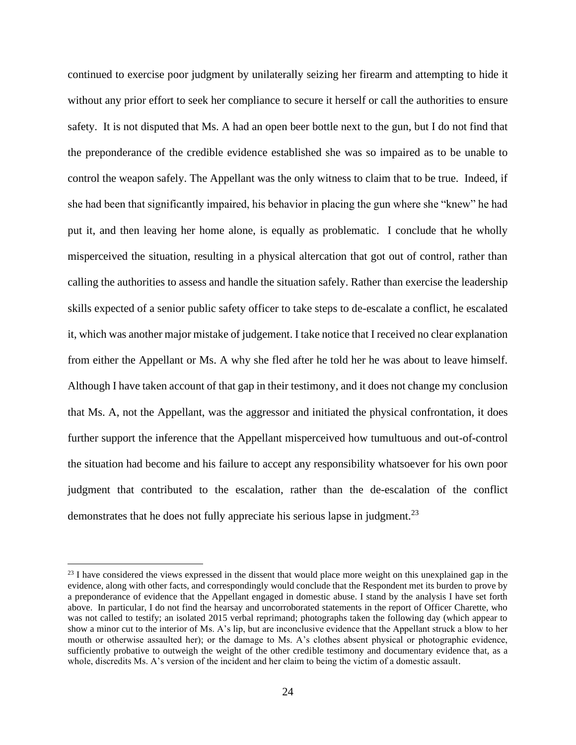continued to exercise poor judgment by unilaterally seizing her firearm and attempting to hide it without any prior effort to seek her compliance to secure it herself or call the authorities to ensure safety. It is not disputed that Ms. A had an open beer bottle next to the gun, but I do not find that the preponderance of the credible evidence established she was so impaired as to be unable to control the weapon safely. The Appellant was the only witness to claim that to be true. Indeed, if she had been that significantly impaired, his behavior in placing the gun where she "knew" he had put it, and then leaving her home alone, is equally as problematic. I conclude that he wholly misperceived the situation, resulting in a physical altercation that got out of control, rather than calling the authorities to assess and handle the situation safely. Rather than exercise the leadership skills expected of a senior public safety officer to take steps to de-escalate a conflict, he escalated it, which was another major mistake of judgement. I take notice that I received no clear explanation from either the Appellant or Ms. A why she fled after he told her he was about to leave himself. Although I have taken account of that gap in their testimony, and it does not change my conclusion that Ms. A, not the Appellant, was the aggressor and initiated the physical confrontation, it does further support the inference that the Appellant misperceived how tumultuous and out-of-control the situation had become and his failure to accept any responsibility whatsoever for his own poor judgment that contributed to the escalation, rather than the de-escalation of the conflict demonstrates that he does not fully appreciate his serious lapse in judgment.[23]

[23] I have considered the views expressed in the dissent that would place more weight on this unexplained gap in the evidence, along with other facts, and correspondingly would conclude that the Respondent met its burden to prove by a preponderance of evidence that the Appellant engaged in domestic abuse. I stand by the analysis I have set forth above. In particular, I do not find the hearsay and uncorroborated statements in the report of Officer Charette, who was not called to testify; an isolated 2015 verbal reprimand; photographs taken the following day (which appear to show a minor cut to the interior of Ms. A's lip, but are inconclusive evidence that the Appellant struck a blow to her mouth or otherwise assaulted her); or the damage to Ms. A's clothes absent physical or photographic evidence, sufficiently probative to outweigh the weight of the other credible testimony and documentary evidence that, as a whole, discredits Ms. A's version of the incident and her claim to being the victim of a domestic assault.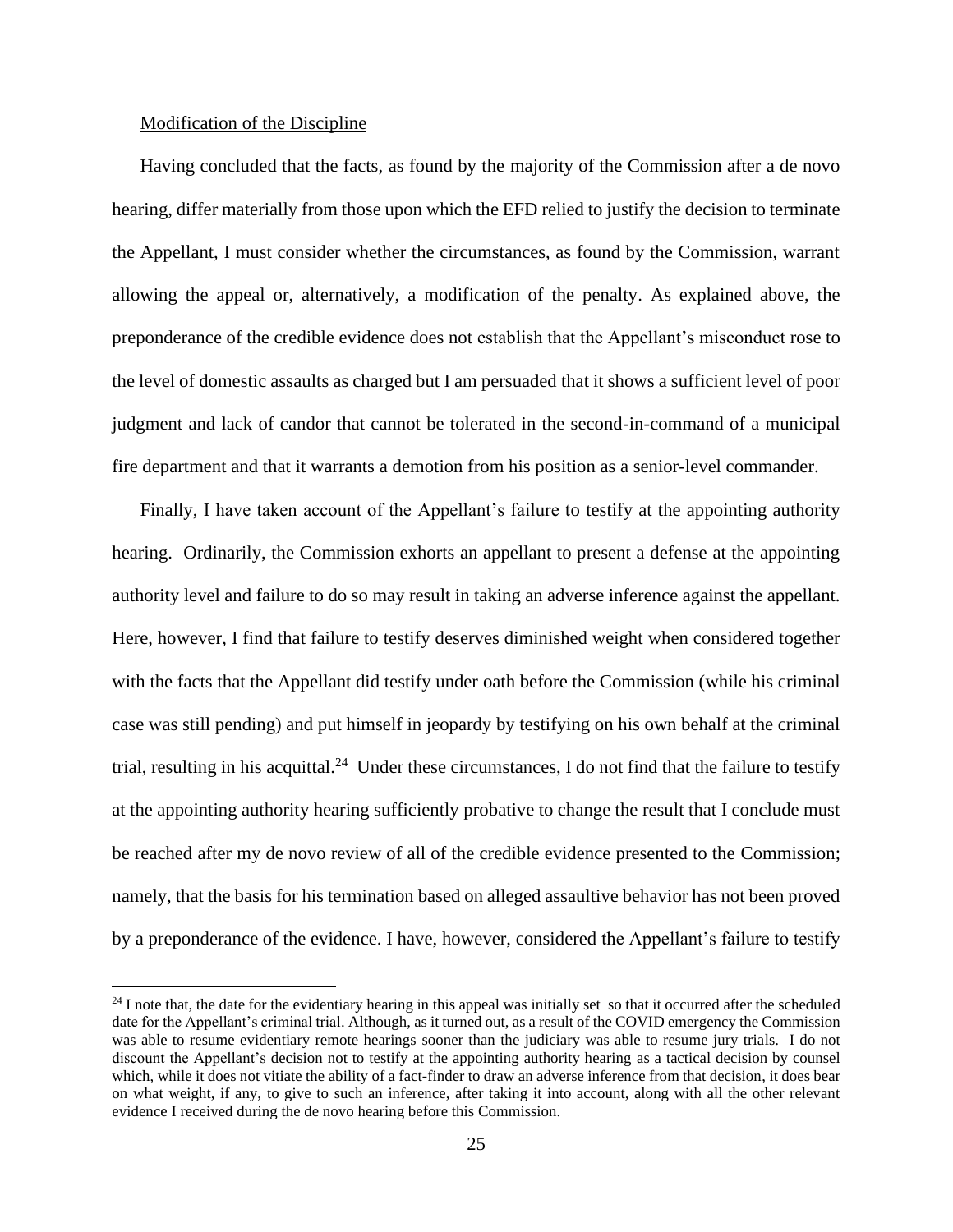Modification of the Discipline

Having concluded that the facts, as found by the majority of the Commission after a de novo hearing, differ materially from those upon which the EFD relied to justify the decision to terminate the Appellant, I must consider whether the circumstances, as found by the Commission, warrant allowing the appeal or, alternatively, a modification of the penalty. As explained above, the preponderance of the credible evidence does not establish that the Appellant's misconduct rose to the level of domestic assaults as charged but I am persuaded that it shows a sufficient level of poor judgment and lack of candor that cannot be tolerated in the second-in-command of a municipal fire department and that it warrants a demotion from his position as a senior-level commander.

Finally, I have taken account of the Appellant's failure to testify at the appointing authority hearing. Ordinarily, the Commission exhorts an appellant to present a defense at the appointing authority level and failure to do so may result in taking an adverse inference against the appellant. Here, however, I find that failure to testify deserves diminished weight when considered together with the facts that the Appellant did testify under oath before the Commission (while his criminal case was still pending) and put himself in jeopardy by testifying on his own behalf at the criminal trial, resulting in his acquittal.[24] Under these circumstances, I do not find that the failure to testify at the appointing authority hearing sufficiently probative to change the result that I conclude must be reached after my de novo review of all of the credible evidence presented to the Commission; namely, that the basis for his termination based on alleged assaultive behavior has not been proved by a preponderance of the evidence. I have, however, considered the Appellant's failure to testify

[24] I note that, the date for the evidentiary hearing in this appeal was initially set so that it occurred after the scheduled date for the Appellant's criminal trial. Although, as it turned out, as a result of the COVID emergency the Commission was able to resume evidentiary remote hearings sooner than the judiciary was able to resume jury trials. I do not discount the Appellant's decision not to testify at the appointing authority hearing as a tactical decision by counsel which, while it does not vitiate the ability of a fact-finder to draw an adverse inference from that decision, it does bear on what weight, if any, to give to such an inference, after taking it into account, along with all the other relevant evidence I received during the de novo hearing before this Commission.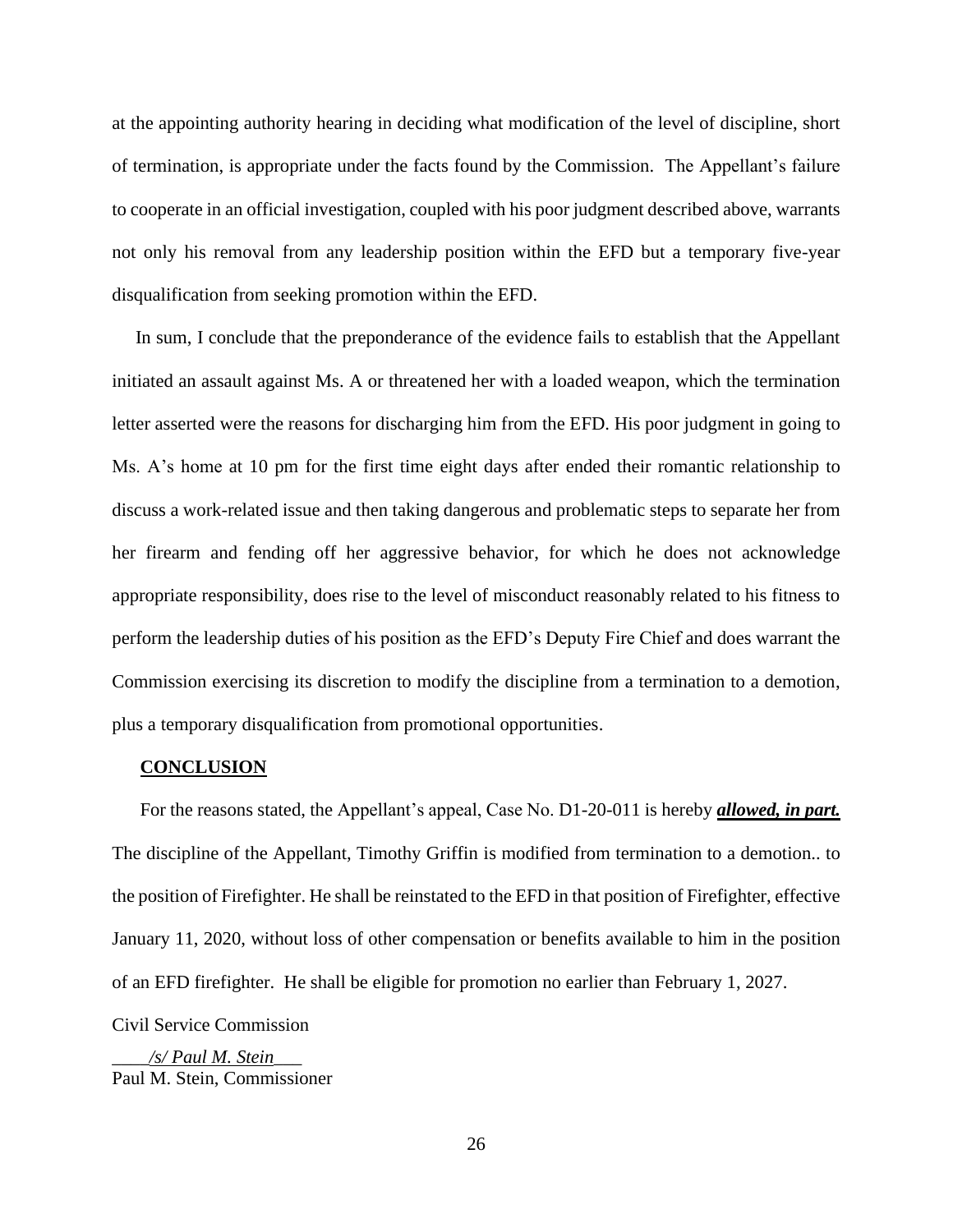at the appointing authority hearing in deciding what modification of the level of discipline, short of termination, is appropriate under the facts found by the Commission. The Appellant's failure to cooperate in an official investigation, coupled with his poor judgment described above, warrants not only his removal from any leadership position within the EFD but a temporary five-year disqualification from seeking promotion within the EFD.

In sum, I conclude that the preponderance of the evidence fails to establish that the Appellant initiated an assault against Ms. A or threatened her with a loaded weapon, which the termination letter asserted were the reasons for discharging him from the EFD. His poor judgment in going to Ms. A's home at 10 pm for the first time eight days after ended their romantic relationship to discuss a work-related issue and then taking dangerous and problematic steps to separate her from her firearm and fending off her aggressive behavior, for which he does not acknowledge appropriate responsibility, does rise to the level of misconduct reasonably related to his fitness to perform the leadership duties of his position as the EFD's Deputy Fire Chief and does warrant the Commission exercising its discretion to modify the discipline from a termination to a demotion, plus a temporary disqualification from promotional opportunities.

## CONCLUSION

For the reasons stated, the Appellant's appeal, Case No. D1-20-011 is hereby ***allowed, in part.*** The discipline of the Appellant, Timothy Griffin is modified from termination to a demotion.. to the position of Firefighter. He shall be reinstated to the EFD in that position of Firefighter, effective January 11, 2020, without loss of other compensation or benefits available to him in the position of an EFD firefighter. He shall be eligible for promotion no earlier than February 1, 2027.

Civil Service Commission

*/s/ Paul M. Stein*
Paul M. Stein, Commissioner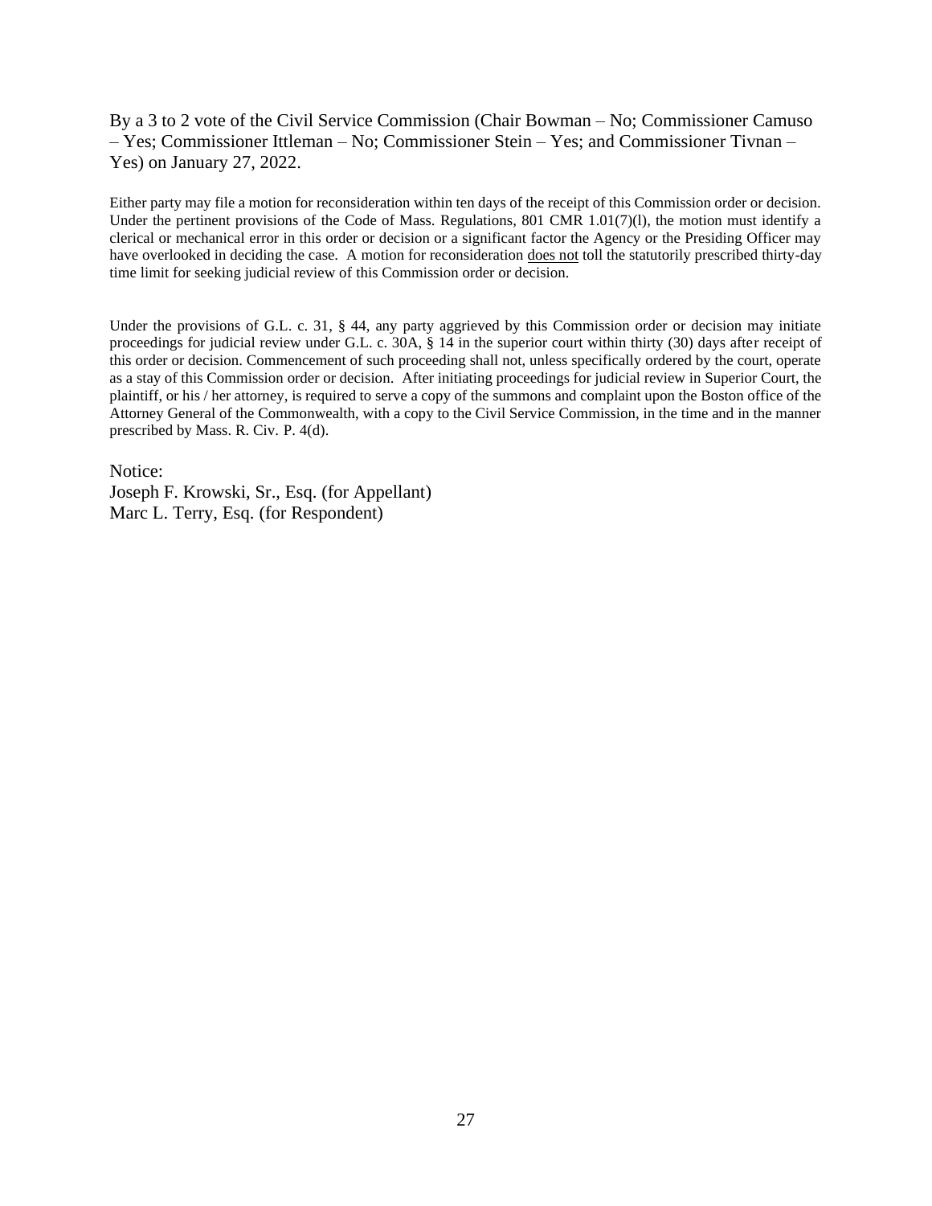By a 3 to 2 vote of the Civil Service Commission (Chair Bowman – No; Commissioner Camuso – Yes; Commissioner Ittleman – No; Commissioner Stein – Yes; and Commissioner Tivnan – Yes) on January 27, 2022.

Either party may file a motion for reconsideration within ten days of the receipt of this Commission order or decision. Under the pertinent provisions of the Code of Mass. Regulations, 801 CMR 1.01(7)(l), the motion must identify a clerical or mechanical error in this order or decision or a significant factor the Agency or the Presiding Officer may have overlooked in deciding the case. A motion for reconsideration does not toll the statutorily prescribed thirty-day time limit for seeking judicial review of this Commission order or decision.

Under the provisions of G.L. c. 31, § 44, any party aggrieved by this Commission order or decision may initiate proceedings for judicial review under G.L. c. 30A, § 14 in the superior court within thirty (30) days after receipt of this order or decision. Commencement of such proceeding shall not, unless specifically ordered by the court, operate as a stay of this Commission order or decision. After initiating proceedings for judicial review in Superior Court, the plaintiff, or his / her attorney, is required to serve a copy of the summons and complaint upon the Boston office of the Attorney General of the Commonwealth, with a copy to the Civil Service Commission, in the time and in the manner prescribed by Mass. R. Civ. P. 4(d).

Notice:
Joseph F. Krowski, Sr., Esq. (for Appellant)
Marc L. Terry, Esq. (for Respondent)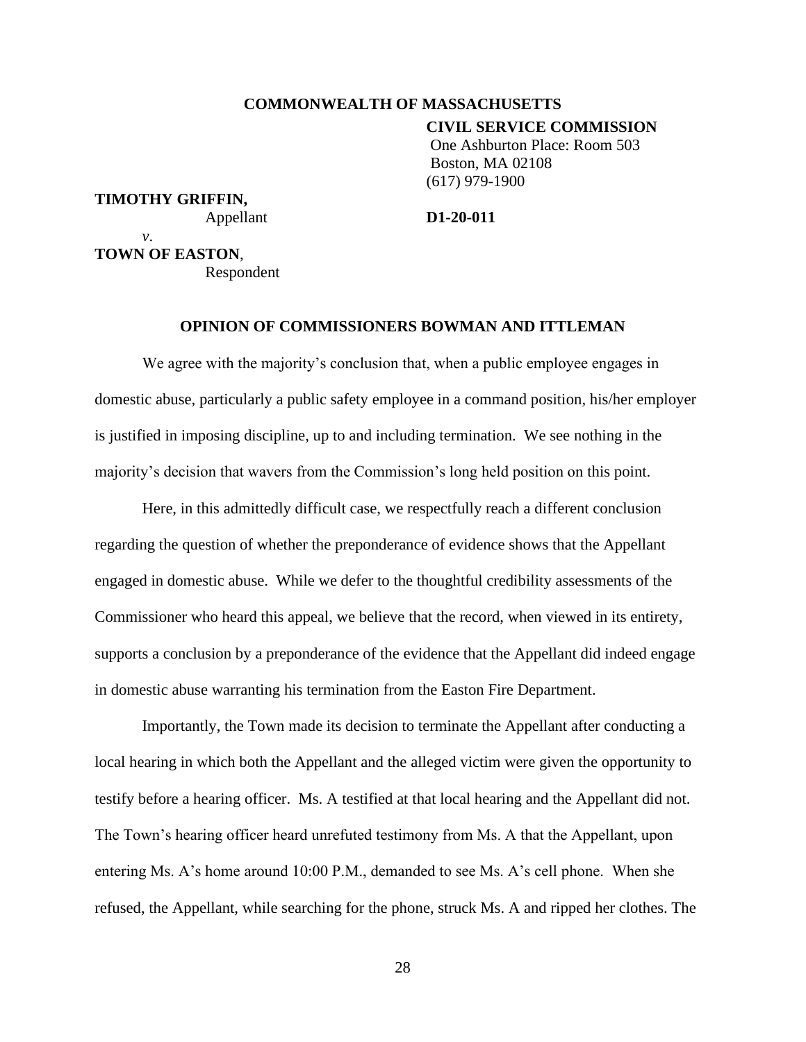**COMMONWEALTH OF MASSACHUSETTS**

**CIVIL SERVICE COMMISSION**
One Ashburton Place: Room 503
Boston, MA 02108
(617) 979-1900

**TIMOTHY GRIFFIN,**
Appellant **D1-20-011**

*v*.

**TOWN OF EASTON**,
Respondent

**OPINION OF COMMISSIONERS BOWMAN AND ITTLEMAN**

We agree with the majority's conclusion that, when a public employee engages in domestic abuse, particularly a public safety employee in a command position, his/her employer is justified in imposing discipline, up to and including termination. We see nothing in the majority's decision that wavers from the Commission's long held position on this point.

Here, in this admittedly difficult case, we respectfully reach a different conclusion regarding the question of whether the preponderance of evidence shows that the Appellant engaged in domestic abuse. While we defer to the thoughtful credibility assessments of the Commissioner who heard this appeal, we believe that the record, when viewed in its entirety, supports a conclusion by a preponderance of the evidence that the Appellant did indeed engage in domestic abuse warranting his termination from the Easton Fire Department.

Importantly, the Town made its decision to terminate the Appellant after conducting a local hearing in which both the Appellant and the alleged victim were given the opportunity to testify before a hearing officer. Ms. A testified at that local hearing and the Appellant did not. The Town's hearing officer heard unrefuted testimony from Ms. A that the Appellant, upon entering Ms. A's home around 10:00 P.M., demanded to see Ms. A's cell phone. When she refused, the Appellant, while searching for the phone, struck Ms. A and ripped her clothes. The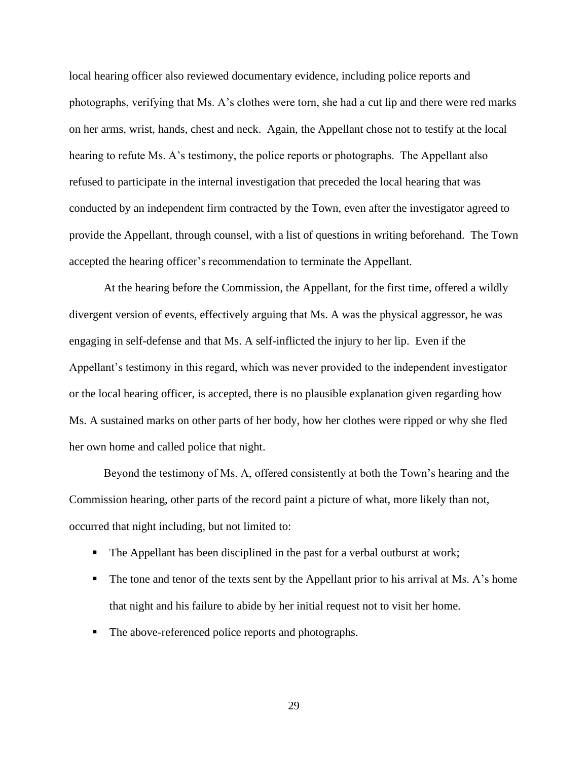local hearing officer also reviewed documentary evidence, including police reports and photographs, verifying that Ms. A's clothes were torn, she had a cut lip and there were red marks on her arms, wrist, hands, chest and neck. Again, the Appellant chose not to testify at the local hearing to refute Ms. A's testimony, the police reports or photographs. The Appellant also refused to participate in the internal investigation that preceded the local hearing that was conducted by an independent firm contracted by the Town, even after the investigator agreed to provide the Appellant, through counsel, with a list of questions in writing beforehand. The Town accepted the hearing officer's recommendation to terminate the Appellant.

At the hearing before the Commission, the Appellant, for the first time, offered a wildly divergent version of events, effectively arguing that Ms. A was the physical aggressor, he was engaging in self-defense and that Ms. A self-inflicted the injury to her lip. Even if the Appellant's testimony in this regard, which was never provided to the independent investigator or the local hearing officer, is accepted, there is no plausible explanation given regarding how Ms. A sustained marks on other parts of her body, how her clothes were ripped or why she fled her own home and called police that night.

Beyond the testimony of Ms. A, offered consistently at both the Town's hearing and the Commission hearing, other parts of the record paint a picture of what, more likely than not, occurred that night including, but not limited to:

- The Appellant has been disciplined in the past for a verbal outburst at work;
- The tone and tenor of the texts sent by the Appellant prior to his arrival at Ms. A's home that night and his failure to abide by her initial request not to visit her home.
- The above-referenced police reports and photographs.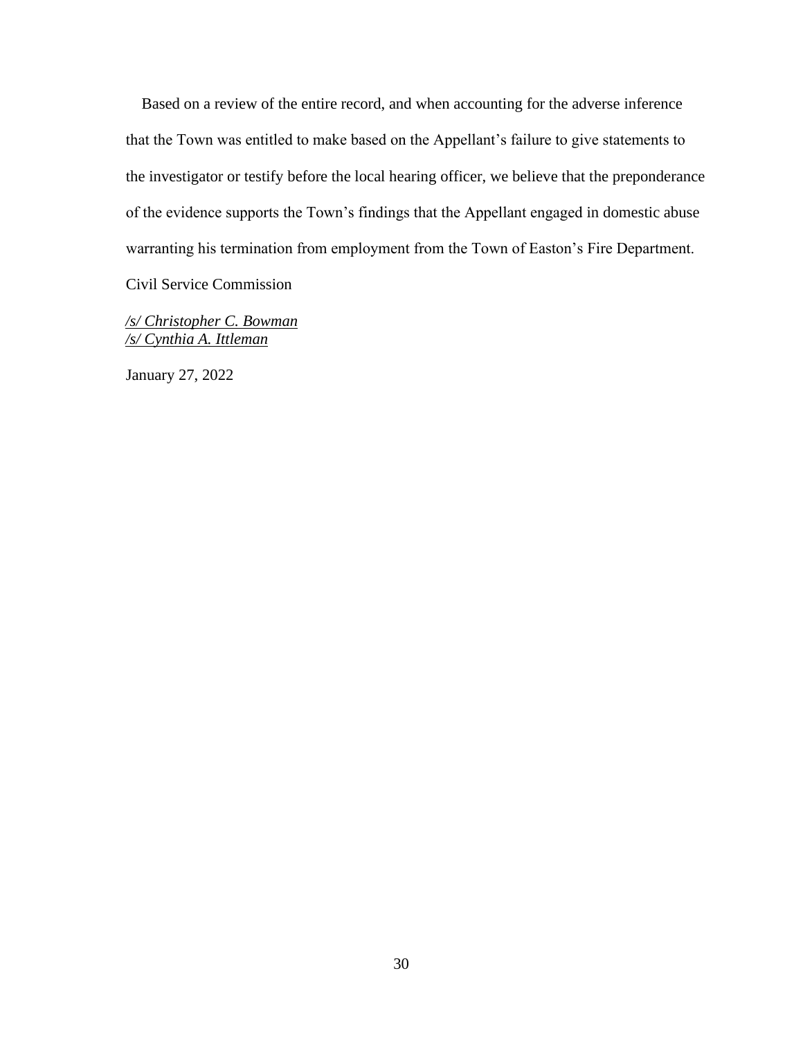Based on a review of the entire record, and when accounting for the adverse inference that the Town was entitled to make based on the Appellant's failure to give statements to the investigator or testify before the local hearing officer, we believe that the preponderance of the evidence supports the Town's findings that the Appellant engaged in domestic abuse warranting his termination from employment from the Town of Easton's Fire Department.

Civil Service Commission

*/s/ Christopher C. Bowman*
*/s/ Cynthia A. Ittleman*

January 27, 2022